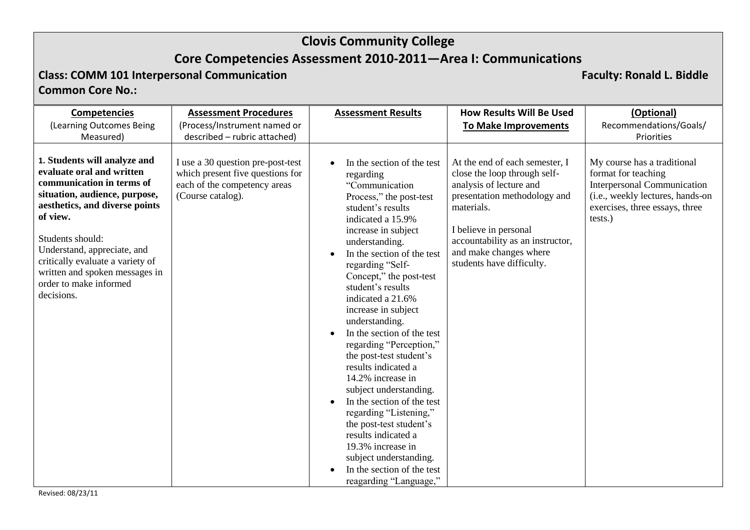# Clovis Community College

## Core Competencies Assessment 2010-2011—Area I: Communications

**Class: COMM 101 Interpersonal Communication** **Faculty: Ronald L. Biddle**

**Common Core No.:**

| **Competencies** (Learning Outcomes Being Measured) | **Assessment Procedures** (Process/Instrument named or described – rubric attached) | **Assessment Results** | **How Results Will Be Used To Make Improvements** | **(Optional)** Recommendations/Goals/ Priorities |
|---|---|---|---|---|
| **1. Students will analyze and evaluate oral and written communication in terms of situation, audience, purpose, aesthetics, and diverse points of view.**<br><br>Students should: Understand, appreciate, and critically evaluate a variety of written and spoken messages in order to make informed decisions. | I use a 30 question pre-post-test which present five questions for each of the competency areas (Course catalog). | • In the section of the test regarding "Communication Process," the post-test student's results indicated a 15.9% increase in subject understanding.<br>• In the section of the test regarding "Self-Concept," the post-test student's results indicated a 21.6% increase in subject understanding.<br>• In the section of the test regarding "Perception," the post-test student's results indicated a 14.2% increase in subject understanding.<br>• In the section of the test regarding "Listening," the post-test student's results indicated a 19.3% increase in subject understanding.<br>• In the section of the test reagarding "Language," | At the end of each semester, I close the loop through self-analysis of lecture and presentation methodology and materials.<br><br>I believe in personal accountability as an instructor, and make changes where students have difficulty. | My course has a traditional format for teaching Interpersonal Communication (i.e., weekly lectures, hands-on exercises, three essays, three tests.) |

Revised: 08/23/11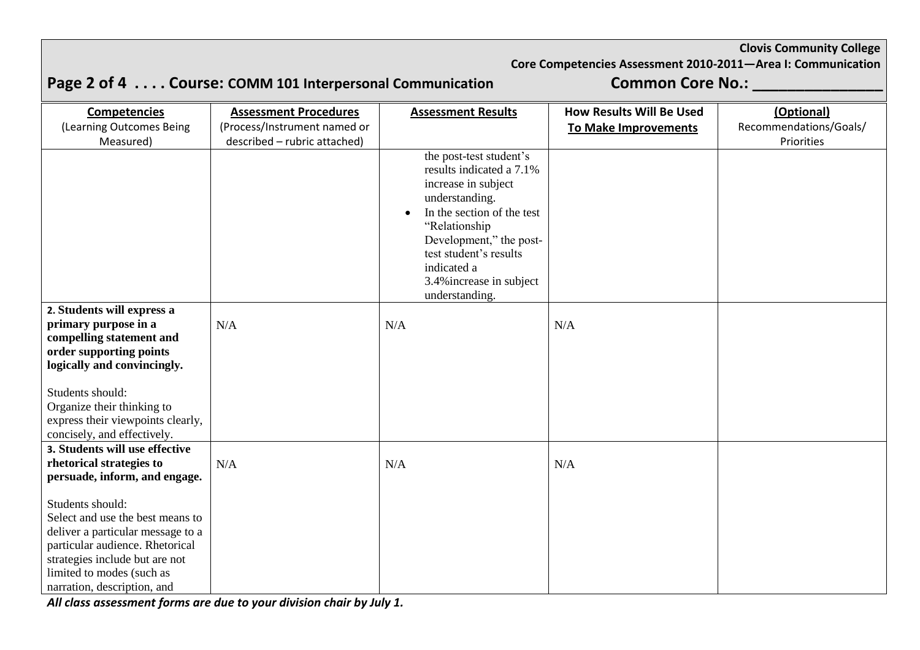**Clovis Community College**
**Core Competencies Assessment 2010-2011—Area I: Communication**

**Course: COMM 101 Interpersonal Communication** **Common Core No.: _______________**

| **Competencies** (Learning Outcomes Being Measured) | **Assessment Procedures** (Process/Instrument named or described – rubric attached) | **Assessment Results** | **How Results Will Be Used To Make Improvements** | **(Optional)** Recommendations/Goals/ Priorities |
|---|---|---|---|---|
| | | the post-test student's results indicated a 7.1% increase in subject understanding.<br>• In the section of the test "Relationship Development," the post-test student's results indicated a 3.4%increase in subject understanding. | | |
| **2. Students will express a primary purpose in a compelling statement and order supporting points logically and convincingly.**<br><br>Students should:<br>Organize their thinking to express their viewpoints clearly, concisely, and effectively. | N/A | N/A | N/A | |
| **3. Students will use effective rhetorical strategies to persuade, inform, and engage.**<br><br>Students should:<br>Select and use the best means to deliver a particular message to a particular audience. Rhetorical strategies include but are not limited to modes (such as narration, description, and | N/A | N/A | N/A | |

***All class assessment forms are due to your division chair by July 1.***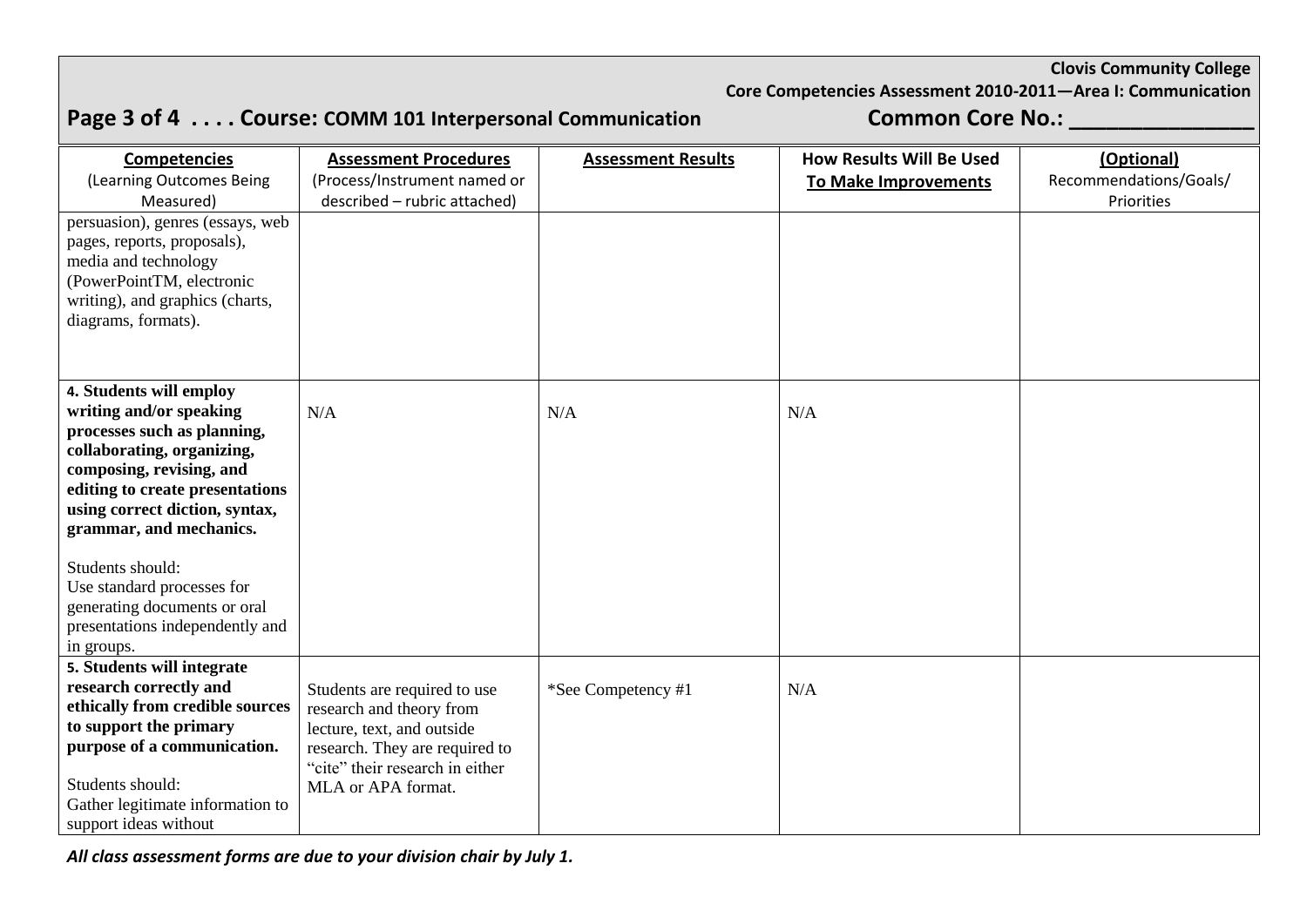**Clovis Community College**
**Core Competencies Assessment 2010-2011—Area I: Communication**

## Course: COMM 101 Interpersonal Communication

**Common Core No.: _______________**

| Competencies (Learning Outcomes Being Measured) | Assessment Procedures (Process/Instrument named or described – rubric attached) | Assessment Results | How Results Will Be Used To Make Improvements | (Optional) Recommendations/Goals/ Priorities |
|---|---|---|---|---|
| persuasion), genres (essays, web pages, reports, proposals), media and technology (PowerPointTM, electronic writing), and graphics (charts, diagrams, formats). | | | | |
| **4. Students will employ writing and/or speaking processes such as planning, collaborating, organizing, composing, revising, and editing to create presentations using correct diction, syntax, grammar, and mechanics.**<br><br>Students should:<br>Use standard processes for generating documents or oral presentations independently and in groups. | N/A | N/A | N/A | |
| **5. Students will integrate research correctly and ethically from credible sources to support the primary purpose of a communication.**<br><br>Students should:<br>Gather legitimate information to support ideas without | Students are required to use research and theory from lecture, text, and outside research. They are required to "cite" their research in either MLA or APA format. | *See Competency #1 | N/A | |

***All class assessment forms are due to your division chair by July 1.***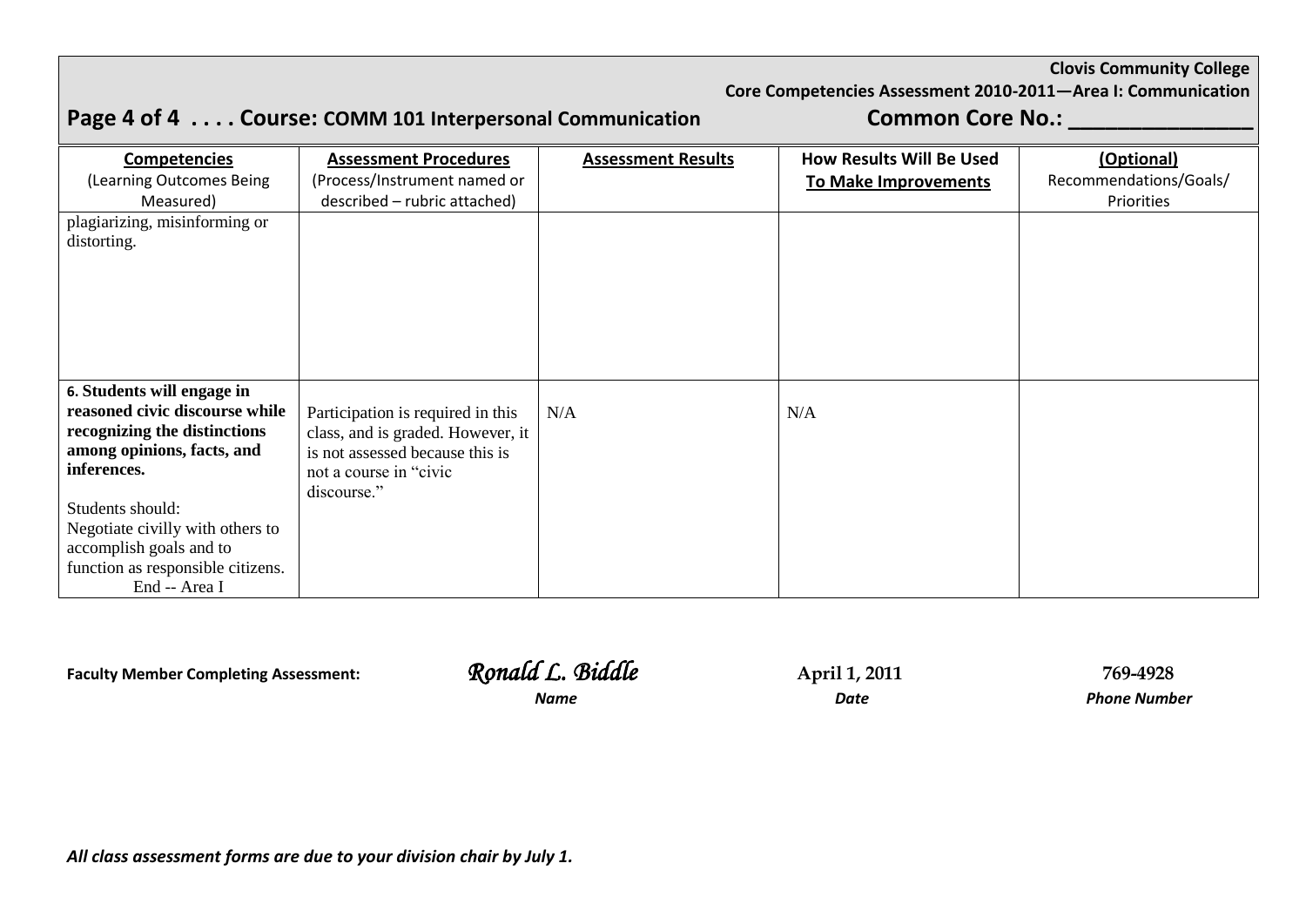**Clovis Community College**
**Core Competencies Assessment 2010-2011—Area I: Communication**

**Course: COMM 101 Interpersonal Communication** **Common Core No.: _______________**

| Competencies (Learning Outcomes Being Measured) | Assessment Procedures (Process/Instrument named or described – rubric attached) | Assessment Results | How Results Will Be Used To Make Improvements | (Optional) Recommendations/Goals/ Priorities |
|---|---|---|---|---|
| plagiarizing, misinforming or distorting. | | | | |
| **6. Students will engage in reasoned civic discourse while recognizing the distinctions among opinions, facts, and inferences.** <br><br> Students should: <br> Negotiate civilly with others to accomplish goals and to function as responsible citizens. <br> End -- Area I | Participation is required in this class, and is graded. However, it is not assessed because this is not a course in "civic discourse." | N/A | N/A | |

**Faculty Member Completing Assessment:** *Ronald L. Biddle* (*Name*) — April 1, 2011 (*Date*) — 769-4928 (*Phone Number*)

***All class assessment forms are due to your division chair by July 1.***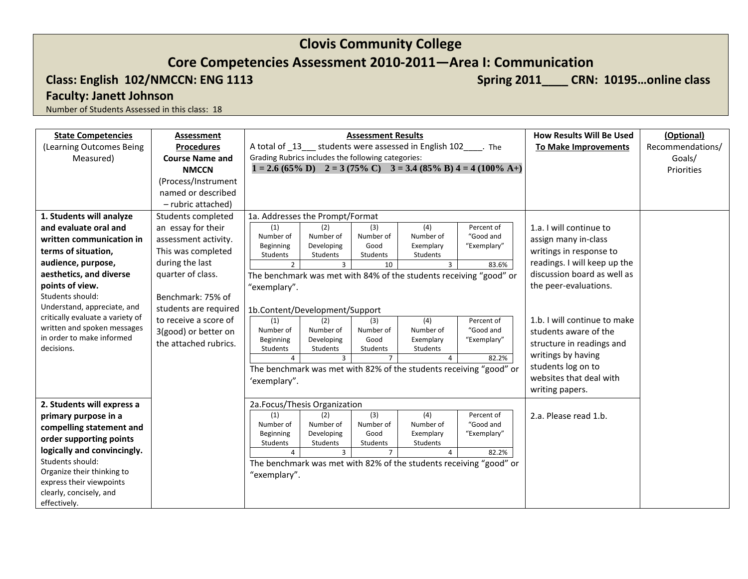# Clovis Community College

## Core Competencies Assessment 2010-2011—Area I: Communication

**Class: English 102/NMCCN: ENG 1113** **Spring 2011____ CRN: 10195…online class**

**Faculty: Janett Johnson**

Number of Students Assessed in this class: 18

| **State Competencies** (Learning Outcomes Being Measured) | **Assessment Procedures Course Name and NMCCN** (Process/Instrument named or described – rubric attached) | **Assessment Results** A total of _13___ students were assessed in English 102____. The Grading Rubrics includes the following categories: **1 = 2.6 (65% D) 2 = 3 (75% C) 3 = 3.4 (85% B) 4 = 4 (100% A+)** | **How Results Will Be Used To Make Improvements** | **(Optional)** Recommendations/ Goals/ Priorities |
|---|---|---|---|---|
| **1. Students will analyze and evaluate oral and written communication in terms of situation, audience, purpose, aesthetics, and diverse points of view.** Students should: Understand, appreciate, and critically evaluate a variety of written and spoken messages in order to make informed decisions. | Students completed an essay for their assessment activity. This was completed during the last quarter of class. Benchmark: 75% of students are required to receive a score of 3(good) or better on the attached rubrics. | 1a. Addresses the Prompt/Format<br>(1) Number of Beginning Students: 2; (2) Number of Developing Students: 3; (3) Number of Good Students: 10; (4) Number of Exemplary Students: 3; Percent of "Good and "Exemplary": 83.6%<br>The benchmark was met with 84% of the students receiving "good" or "exemplary".<br><br>1b.Content/Development/Support<br>(1) Number of Beginning Students: 4; (2) Number of Developing Students: 3; (3) Number of Good Students: 7; (4) Number of Exemplary Students: 4; Percent of "Good and "Exemplary": 82.2%<br>The benchmark was met with 82% of the students receiving "good" or 'exemplary". | 1.a. I will continue to assign many in-class writings in response to readings. I will keep up the discussion board as well as the peer-evaluations.<br><br>1.b. I will continue to make students aware of the structure in readings and writings by having students log on to websites that deal with writing papers. | |
| **2. Students will express a primary purpose in a compelling statement and order supporting points logically and convincingly.** Students should: Organize their thinking to express their viewpoints clearly, concisely, and effectively. | | 2a.Focus/Thesis Organization<br>(1) Number of Beginning Students: 4; (2) Number of Developing Students: 3; (3) Number of Good Students: 7; (4) Number of Exemplary Students: 4; Percent of "Good and "Exemplary": 82.2%<br>The benchmark was met with 82% of the students receiving "good" or "exemplary". | 2.a. Please read 1.b. | |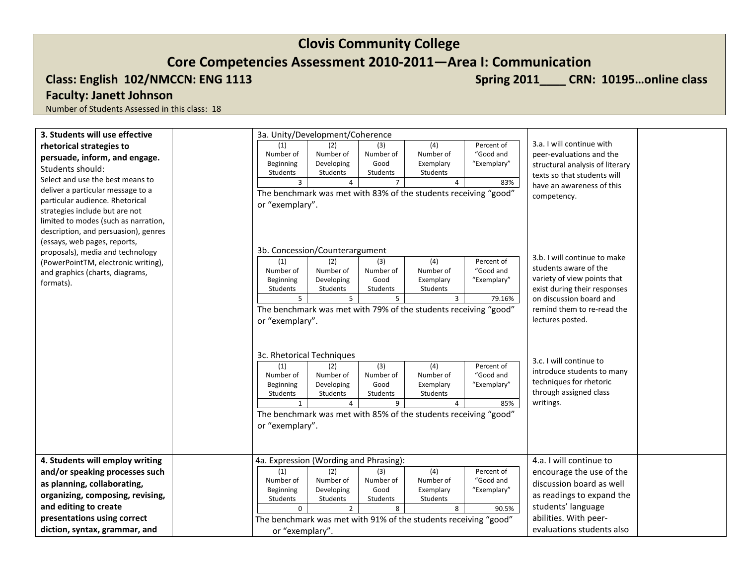# Clovis Community College

## Core Competencies Assessment 2010-2011—Area I: Communication

**Class: English 102/NMCCN: ENG 1113** **Spring 2011____ CRN: 10195…online class**

**Faculty: Janett Johnson**

Number of Students Assessed in this class: 18

**3. Students will use effective rhetorical strategies to persuade, inform, and engage.**
Students should:
Select and use the best means to deliver a particular message to a particular audience. Rhetorical strategies include but are not limited to modes (such as narration, description, and persuasion), genres (essays, web pages, reports, proposals), media and technology (PowerPointTM, electronic writing), and graphics (charts, diagrams, formats).

3a. Unity/Development/Coherence

| (1) Number of Beginning Students | (2) Number of Developing Students | (3) Number of Good Students | (4) Number of Exemplary Students | Percent of "Good and "Exemplary" |
|---|---|---|---|---|
| 3 | 4 | 7 | 4 | 83% |

The benchmark was met with 83% of the students receiving "good" or "exemplary".

3.a. I will continue with peer-evaluations and the structural analysis of literary texts so that students will have an awareness of this competency.

3b. Concession/Counterargument

| (1) Number of Beginning Students | (2) Number of Developing Students | (3) Number of Good Students | (4) Number of Exemplary Students | Percent of "Good and "Exemplary" |
|---|---|---|---|---|
| 5 | 5 | 5 | 3 | 79.16% |

The benchmark was met with 79% of the students receiving "good" or "exemplary".

3.b. I will continue to make students aware of the variety of view points that exist during their responses on discussion board and remind them to re-read the lectures posted.

3c. Rhetorical Techniques

| (1) Number of Beginning Students | (2) Number of Developing Students | (3) Number of Good Students | (4) Number of Exemplary Students | Percent of "Good and "Exemplary" |
|---|---|---|---|---|
| 1 | 4 | 9 | 4 | 85% |

The benchmark was met with 85% of the students receiving "good" or "exemplary".

3.c. I will continue to introduce students to many techniques for rhetoric through assigned class writings.

**4. Students will employ writing and/or speaking processes such as planning, collaborating, organizing, composing, revising, and editing to create presentations using correct diction, syntax, grammar, and**

4a. Expression (Wording and Phrasing):

| (1) Number of Beginning Students | (2) Number of Developing Students | (3) Number of Good Students | (4) Number of Exemplary Students | Percent of "Good and "Exemplary" |
|---|---|---|---|---|
| 0 | 2 | 8 | 8 | 90.5% |

The benchmark was met with 91% of the students receiving "good" or "exemplary".

4.a. I will continue to encourage the use of the discussion board as well as readings to expand the students' language abilities. With peer-evaluations students also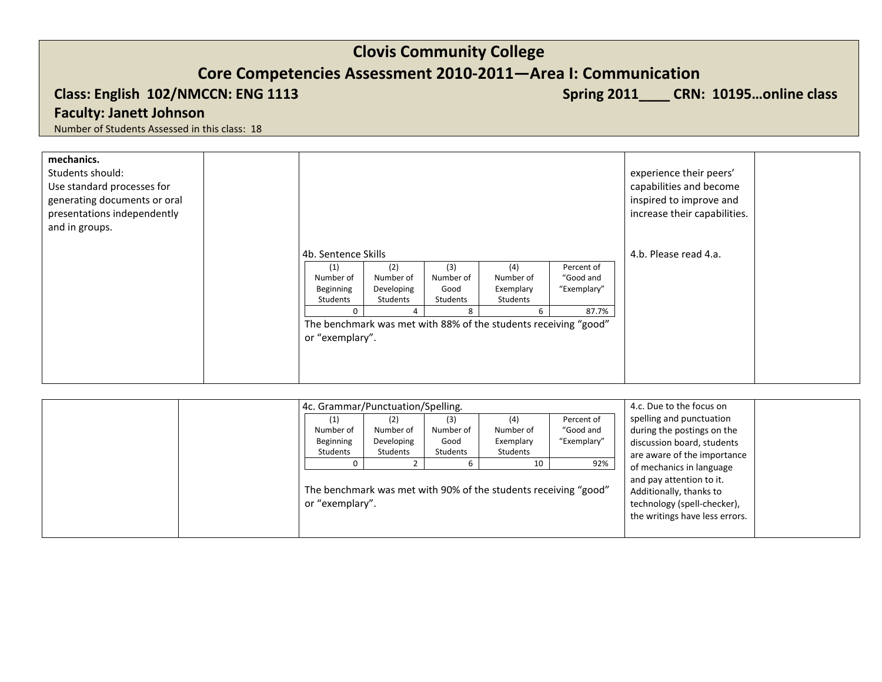# Clovis Community College

## Core Competencies Assessment 2010-2011—Area I: Communication

**Class: English 102/NMCCN: ENG 1113** **Spring 2011____ CRN: 10195…online class**

**Faculty: Janett Johnson**

Number of Students Assessed in this class: 18

| | | | | |
|---|---|---|---|---|
| **mechanics.**<br>Students should:<br>Use standard processes for generating documents or oral presentations independently and in groups. | | 4b. Sentence Skills<br><br>(1) Number of Beginning Students: 0<br>(2) Number of Developing Students: 4<br>(3) Number of Good Students: 8<br>(4) Number of Exemplary Students: 6<br>Percent of "Good and "Exemplary": 87.7%<br><br>The benchmark was met with 88% of the students receiving "good" or "exemplary". | experience their peers' capabilities and become inspired to improve and increase their capabilities.<br><br>4.b. Please read 4.a. | |

4b. Sentence Skills

| (1) Number of Beginning Students | (2) Number of Developing Students | (3) Number of Good Students | (4) Number of Exemplary Students | Percent of "Good and "Exemplary" |
|---|---|---|---|---|
| 0 | 4 | 8 | 6 | 87.7% |

The benchmark was met with 88% of the students receiving "good" or "exemplary".

4c. Grammar/Punctuation/Spelling.

| (1) Number of Beginning Students | (2) Number of Developing Students | (3) Number of Good Students | (4) Number of Exemplary Students | Percent of "Good and "Exemplary" |
|---|---|---|---|---|
| 0 | 2 | 6 | 10 | 92% |

The benchmark was met with 90% of the students receiving "good" or "exemplary".

4.c. Due to the focus on spelling and punctuation during the postings on the discussion board, students are aware of the importance of mechanics in language and pay attention to it. Additionally, thanks to technology (spell-checker), the writings have less errors.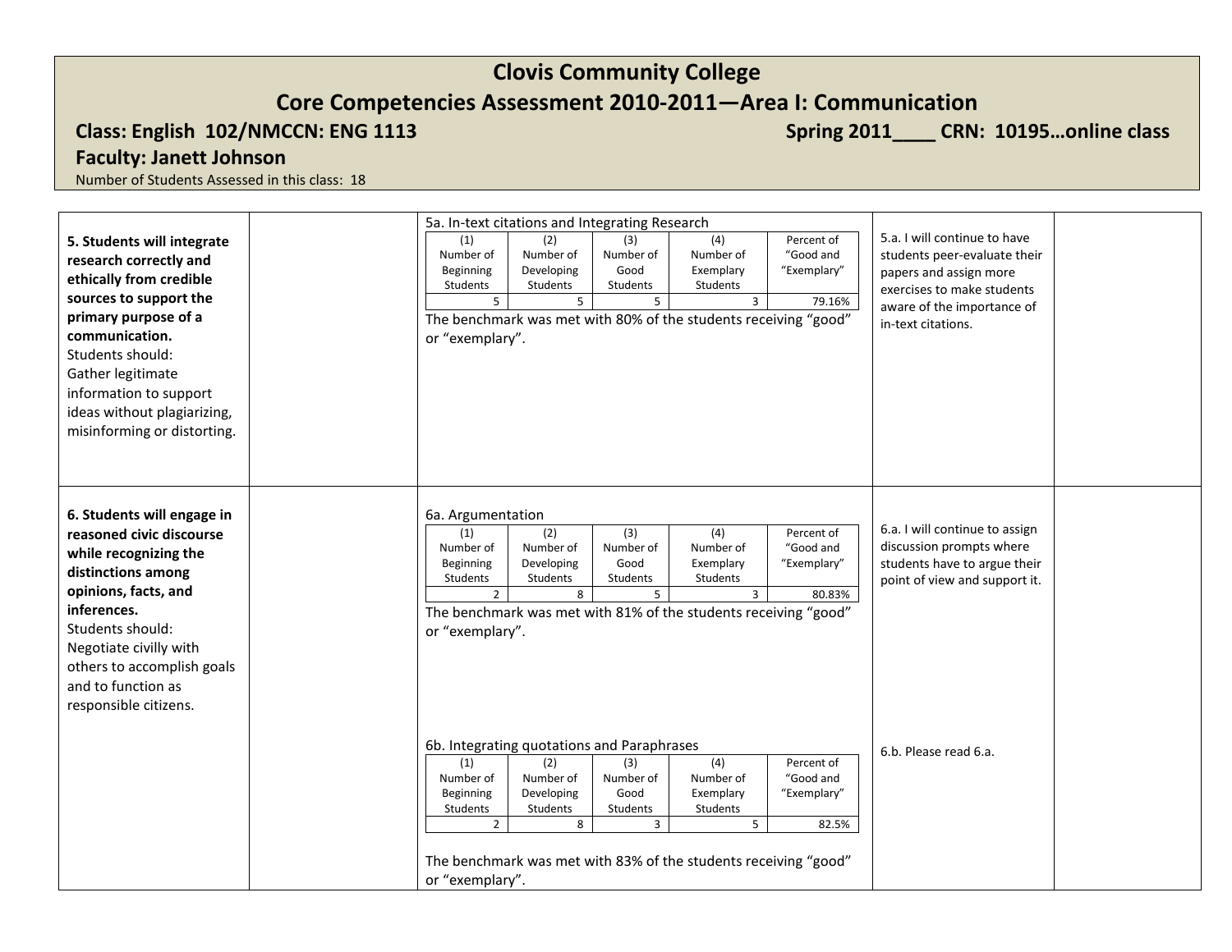# Clovis Community College

## Core Competencies Assessment 2010-2011—Area I: Communication

**Class: English 102/NMCCN: ENG 1113** **Spring 2011____ CRN: 10195…online class**

**Faculty: Janett Johnson**

Number of Students Assessed in this class: 18

**5. Students will integrate research correctly and ethically from credible sources to support the primary purpose of a communication.**
Students should:
Gather legitimate information to support ideas without plagiarizing, misinforming or distorting.

5a. In-text citations and Integrating Research

| (1) Number of Beginning Students | (2) Number of Developing Students | (3) Number of Good Students | (4) Number of Exemplary Students | Percent of "Good and "Exemplary" |
|---|---|---|---|---|
| 5 | 5 | 5 | 3 | 79.16% |

The benchmark was met with 80% of the students receiving "good" or "exemplary".

5.a. I will continue to have students peer-evaluate their papers and assign more exercises to make students aware of the importance of in-text citations.

**6. Students will engage in reasoned civic discourse while recognizing the distinctions among opinions, facts, and inferences.**
Students should:
Negotiate civilly with others to accomplish goals and to function as responsible citizens.

6a. Argumentation

| (1) Number of Beginning Students | (2) Number of Developing Students | (3) Number of Good Students | (4) Number of Exemplary Students | Percent of "Good and "Exemplary" |
|---|---|---|---|---|
| 2 | 8 | 5 | 3 | 80.83% |

The benchmark was met with 81% of the students receiving "good" or "exemplary".

6.a. I will continue to assign discussion prompts where students have to argue their point of view and support it.

6b. Integrating quotations and Paraphrases

| (1) Number of Beginning Students | (2) Number of Developing Students | (3) Number of Good Students | (4) Number of Exemplary Students | Percent of "Good and "Exemplary" |
|---|---|---|---|---|
| 2 | 8 | 3 | 5 | 82.5% |

The benchmark was met with 83% of the students receiving "good" or "exemplary".

6.b. Please read 6.a.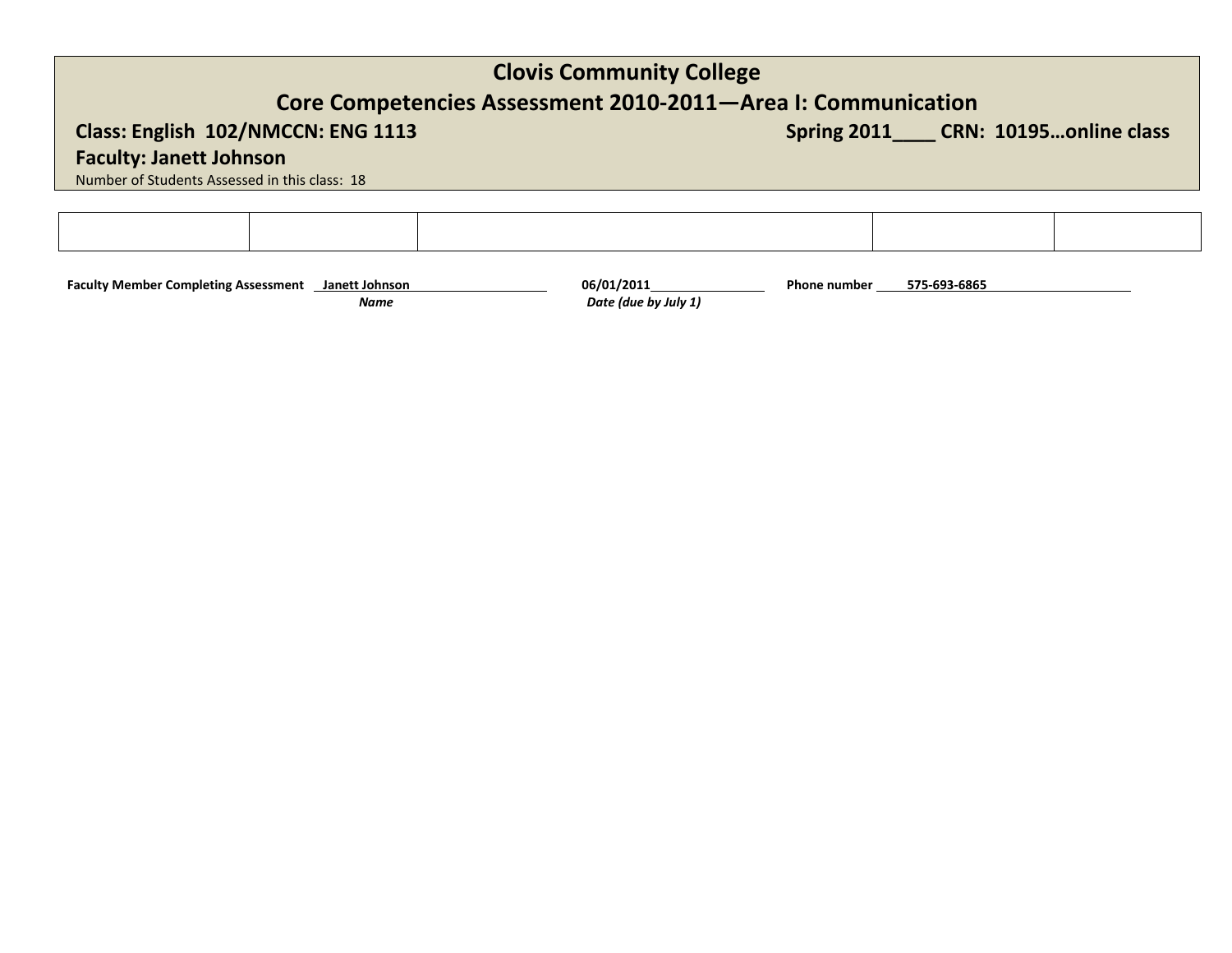# Clovis Community College

## Core Competencies Assessment 2010-2011—Area I: Communication

**Class: English 102/NMCCN: ENG 1113** **Spring 2011____ CRN: 10195…online class**

**Faculty: Janett Johnson**

Number of Students Assessed in this class: 18

| | | | | |
|---|---|---|---|---|
| | | | | |

**Faculty Member Completing Assessment** Janett Johnson
*Name*

**06/01/2011**
*Date (due by July 1)*

**Phone number** 575-693-6865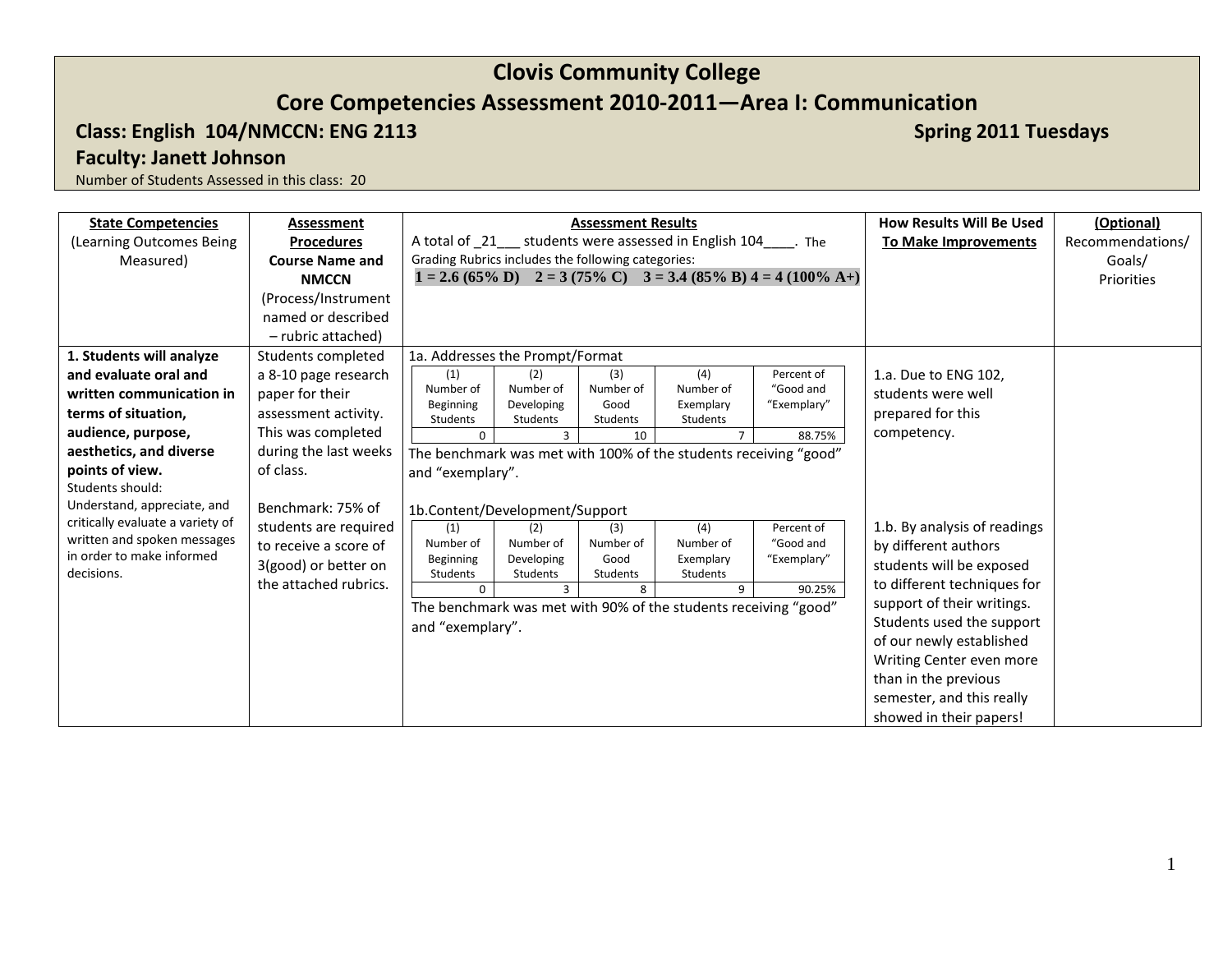# Clovis Community College

## Core Competencies Assessment 2010-2011—Area I: Communication

**Class: English 104/NMCCN: ENG 2113** **Spring 2011 Tuesdays**

**Faculty: Janett Johnson**

Number of Students Assessed in this class: 20

| **State Competencies** (Learning Outcomes Being Measured) | **Assessment Procedures Course Name and NMCCN** (Process/Instrument named or described – rubric attached) | **Assessment Results** A total of _21___ students were assessed in English 104____. The Grading Rubrics includes the following categories: **1 = 2.6 (65% D) 2 = 3 (75% C) 3 = 3.4 (85% B) 4 = 4 (100% A+)** | **How Results Will Be Used To Make Improvements** | **(Optional)** Recommendations/ Goals/ Priorities |
|---|---|---|---|---|
| **1. Students will analyze and evaluate oral and written communication in terms of situation, audience, purpose, aesthetics, and diverse points of view.** Students should: Understand, appreciate, and critically evaluate a variety of written and spoken messages in order to make informed decisions. | Students completed a 8-10 page research paper for their assessment activity. This was completed during the last weeks of class. Benchmark: 75% of students are required to receive a score of 3(good) or better on the attached rubrics. | 1a. Addresses the Prompt/Format<br>(1) Number of Beginning Students: 0; (2) Number of Developing Students: 3; (3) Number of Good Students: 10; (4) Number of Exemplary Students: 7; Percent of "Good and "Exemplary": 88.75%<br>The benchmark was met with 100% of the students receiving "good" and "exemplary". | 1.a. Due to ENG 102, students were well prepared for this competency. | |
| | | 1b.Content/Development/Support<br>(1) Number of Beginning Students: 0; (2) Number of Developing Students: 3; (3) Number of Good Students: 8; (4) Number of Exemplary Students: 9; Percent of "Good and "Exemplary": 90.25%<br>The benchmark was met with 90% of the students receiving "good" and "exemplary". | 1.b. By analysis of readings by different authors students will be exposed to different techniques for support of their writings. Students used the support of our newly established Writing Center even more than in the previous semester, and this really showed in their papers! | |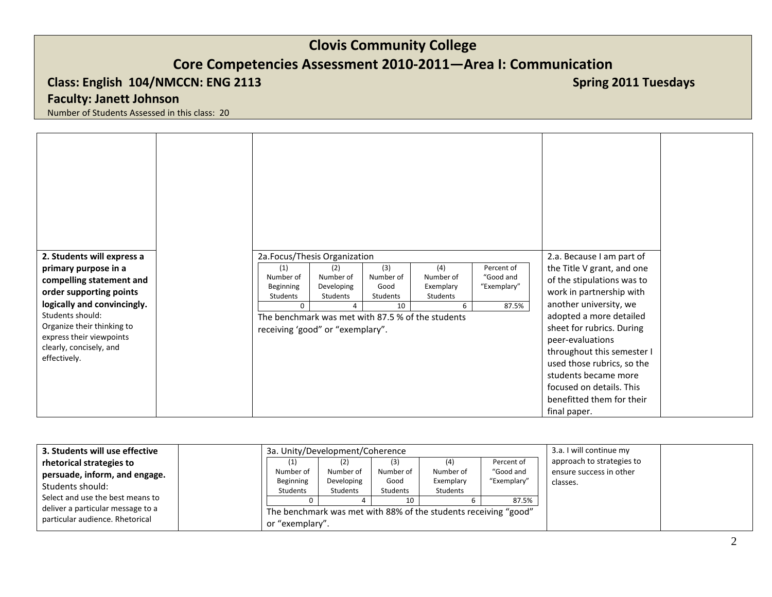# Clovis Community College

## Core Competencies Assessment 2010-2011—Area I: Communication

**Class: English 104/NMCCN: ENG 2113** **Spring 2011 Tuesdays**

**Faculty: Janett Johnson**

Number of Students Assessed in this class: 20

| | | | | |
|---|---|---|---|---|
| **2. Students will express a primary purpose in a compelling statement and order supporting points logically and convincingly.** Students should: Organize their thinking to express their viewpoints clearly, concisely, and effectively. | | 2a.Focus/Thesis Organization (see table below) The benchmark was met with 87.5 % of the students receiving 'good" or "exemplary". | 2.a. Because I am part of the Title V grant, and one of the stipulations was to work in partnership with another university, we adopted a more detailed sheet for rubrics. During peer-evaluations throughout this semester I used those rubrics, so the students became more focused on details. This benefitted them for their final paper. | |

2a.Focus/Thesis Organization

| (1) Number of Beginning Students | (2) Number of Developing Students | (3) Number of Good Students | (4) Number of Exemplary Students | Percent of "Good and "Exemplary" |
|---|---|---|---|---|
| 0 | 4 | 10 | 6 | 87.5% |

| | | | | |
|---|---|---|---|---|
| **3. Students will use effective rhetorical strategies to persuade, inform, and engage.** Students should: Select and use the best means to deliver a particular message to a particular audience. Rhetorical | | 3a. Unity/Development/Coherence (see table below) The benchmark was met with 88% of the students receiving "good" or "exemplary". | 3.a. I will continue my approach to strategies to ensure success in other classes. | |

3a. Unity/Development/Coherence

| (1) Number of Beginning Students | (2) Number of Developing Students | (3) Number of Good Students | (4) Number of Exemplary Students | Percent of "Good and "Exemplary" |
|---|---|---|---|---|
| 0 | 4 | 10 | 6 | 87.5% |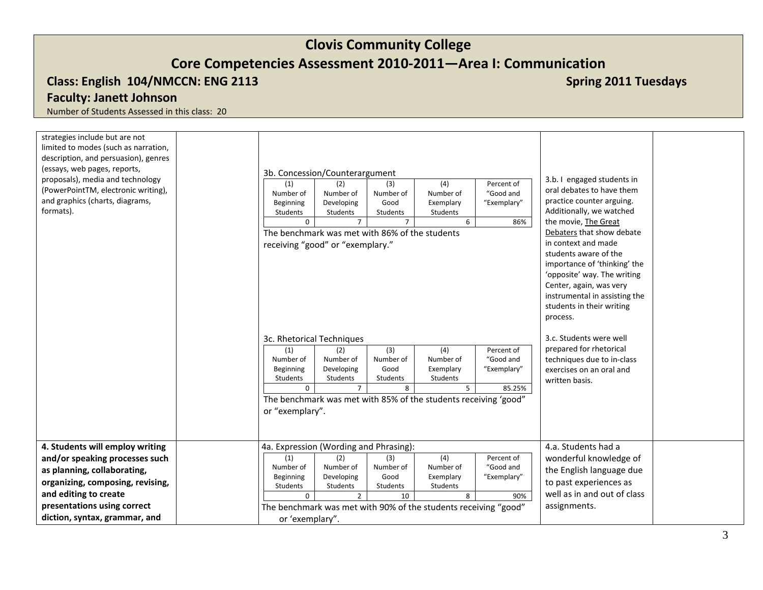# Clovis Community College

## Core Competencies Assessment 2010-2011—Area I: Communication

**Class: English 104/NMCCN: ENG 2113** **Spring 2011 Tuesdays**

**Faculty: Janett Johnson**

Number of Students Assessed in this class: 20

| | | | | |
|---|---|---|---|---|
| strategies include but are not limited to modes (such as narration, description, and persuasion), genres (essays, web pages, reports, proposals), media and technology (PowerPointTM, electronic writing), and graphics (charts, diagrams, formats). | | 3b. Concession/Counterargument<br>(1) Number of Beginning Students: 0; (2) Number of Developing Students: 7; (3) Number of Good Students: 7; (4) Number of Exemplary Students: 6; Percent of "Good and "Exemplary": 86%<br>The benchmark was met with 86% of the students receiving "good" or "exemplary."<br><br>3c. Rhetorical Techniques<br>(1) Number of Beginning Students: 0; (2) Number of Developing Students: 7; (3) Number of Good Students: 8; (4) Number of Exemplary Students: 5; Percent of "Good and "Exemplary": 85.25%<br>The benchmark was met with 85% of the students receiving 'good" or "exemplary". | 3.b. I engaged students in oral debates to have them practice counter arguing. Additionally, we watched the movie, The Great Debaters that show debate in context and made students aware of the importance of 'thinking' the 'opposite' way. The writing Center, again, was very instrumental in assisting the students in their writing process.<br><br>3.c. Students were well prepared for rhetorical techniques due to in-class exercises on an oral and written basis. | |
| **4. Students will employ writing and/or speaking processes such as planning, collaborating, organizing, composing, revising, and editing to create presentations using correct diction, syntax, grammar, and** | | 4a. Expression (Wording and Phrasing):<br>(1) Number of Beginning Students: 0; (2) Number of Developing Students: 2; (3) Number of Good Students: 10; (4) Number of Exemplary Students: 8; Percent of "Good and "Exemplary": 90%<br>The benchmark was met with 90% of the students receiving "good" or 'exemplary". | 4.a. Students had a wonderful knowledge of the English language due to past experiences as well as in and out of class assignments. | |

3b. Concession/Counterargument

| (1) Number of Beginning Students | (2) Number of Developing Students | (3) Number of Good Students | (4) Number of Exemplary Students | Percent of "Good and "Exemplary" |
|---|---|---|---|---|
| 0 | 7 | 7 | 6 | 86% |

3c. Rhetorical Techniques

| (1) Number of Beginning Students | (2) Number of Developing Students | (3) Number of Good Students | (4) Number of Exemplary Students | Percent of "Good and "Exemplary" |
|---|---|---|---|---|
| 0 | 7 | 8 | 5 | 85.25% |

4a. Expression (Wording and Phrasing):

| (1) Number of Beginning Students | (2) Number of Developing Students | (3) Number of Good Students | (4) Number of Exemplary Students | Percent of "Good and "Exemplary" |
|---|---|---|---|---|
| 0 | 2 | 10 | 8 | 90% |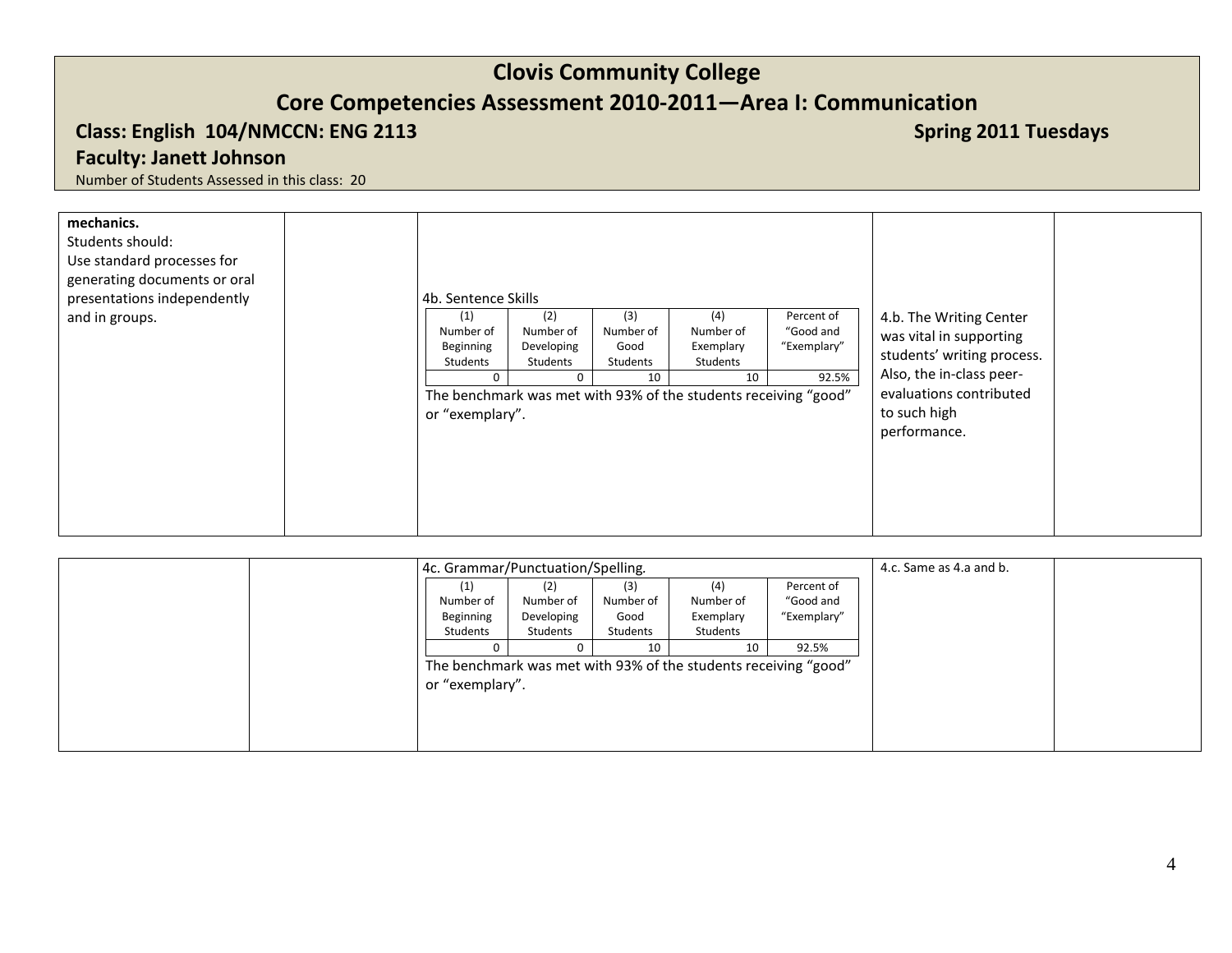# Clovis Community College

## Core Competencies Assessment 2010-2011—Area I: Communication

**Class: English 104/NMCCN: ENG 2113** **Spring 2011 Tuesdays**

**Faculty: Janett Johnson**

Number of Students Assessed in this class: 20

**mechanics.**
Students should:
Use standard processes for generating documents or oral presentations independently and in groups.

4b. Sentence Skills

| (1) Number of Beginning Students | (2) Number of Developing Students | (3) Number of Good Students | (4) Number of Exemplary Students | Percent of "Good and "Exemplary" |
|---|---|---|---|---|
| 0 | 0 | 10 | 10 | 92.5% |

The benchmark was met with 93% of the students receiving "good" or "exemplary".

4.b. The Writing Center was vital in supporting students' writing process. Also, the in-class peer-evaluations contributed to such high performance.

4c. Grammar/Punctuation/Spelling.

| (1) Number of Beginning Students | (2) Number of Developing Students | (3) Number of Good Students | (4) Number of Exemplary Students | Percent of "Good and "Exemplary" |
|---|---|---|---|---|
| 0 | 0 | 10 | 10 | 92.5% |

The benchmark was met with 93% of the students receiving "good" or "exemplary".

4.c. Same as 4.a and b.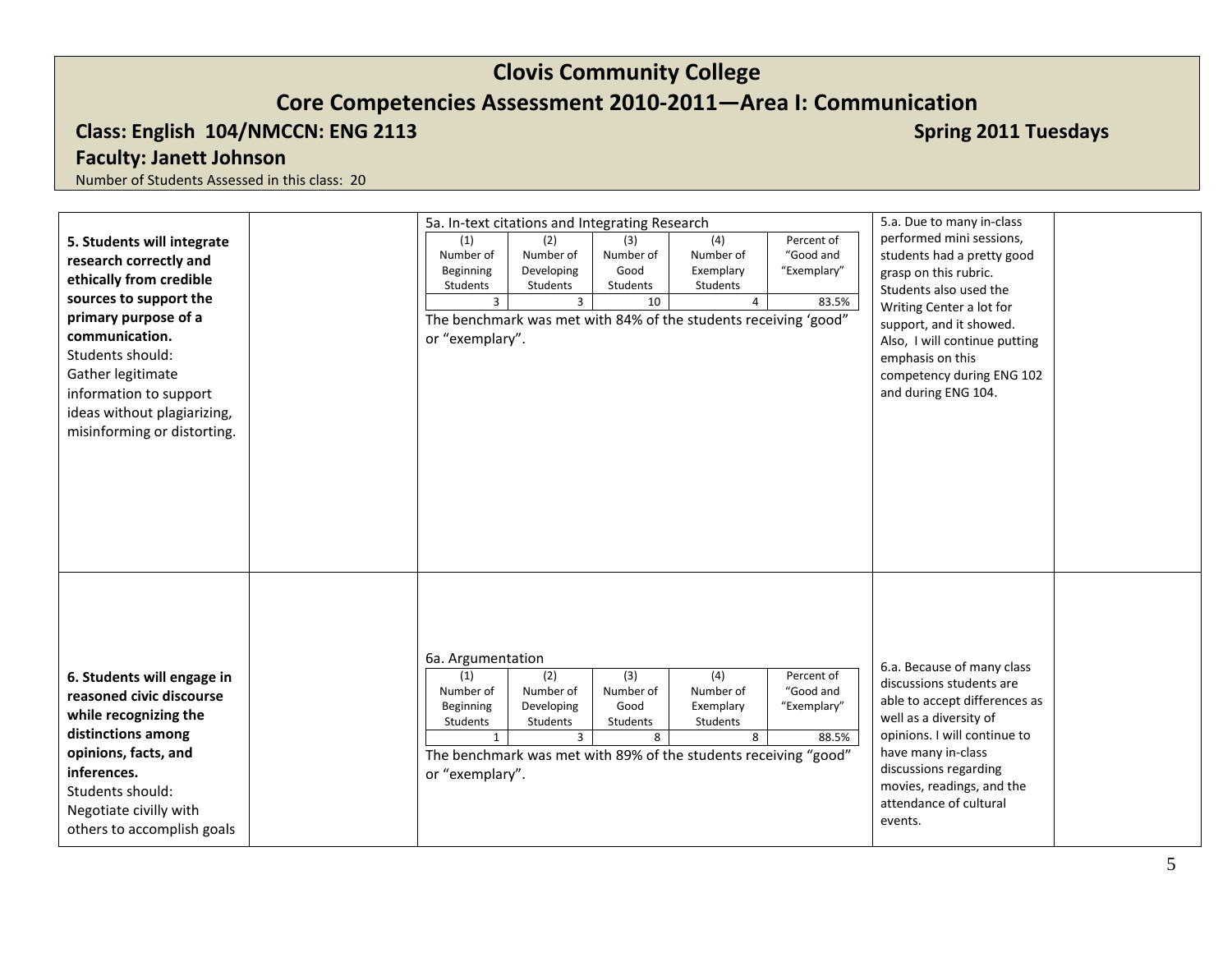# Clovis Community College

## Core Competencies Assessment 2010-2011—Area I: Communication

**Class: English 104/NMCCN: ENG 2113** **Spring 2011 Tuesdays**

**Faculty: Janett Johnson**

Number of Students Assessed in this class: 20

| | | | | |
|---|---|---|---|---|
| **5. Students will integrate research correctly and ethically from credible sources to support the primary purpose of a communication.** Students should: Gather legitimate information to support ideas without plagiarizing, misinforming or distorting. | | 5a. In-text citations and Integrating Research<br><br>(1) Number of Beginning Students: 3; (2) Number of Developing Students: 3; (3) Number of Good Students: 10; (4) Number of Exemplary Students: 4; Percent of "Good and "Exemplary": 83.5%<br><br>The benchmark was met with 84% of the students receiving 'good" or "exemplary". | 5.a. Due to many in-class performed mini sessions, students had a pretty good grasp on this rubric. Students also used the Writing Center a lot for support, and it showed. Also, I will continue putting emphasis on this competency during ENG 102 and during ENG 104. | |
| **6. Students will engage in reasoned civic discourse while recognizing the distinctions among opinions, facts, and inferences.** Students should: Negotiate civilly with others to accomplish goals | | 6a. Argumentation<br><br>(1) Number of Beginning Students: 1; (2) Number of Developing Students: 3; (3) Number of Good Students: 8; (4) Number of Exemplary Students: 8; Percent of "Good and "Exemplary": 88.5%<br><br>The benchmark was met with 89% of the students receiving "good" or "exemplary". | 6.a. Because of many class discussions students are able to accept differences as well as a diversity of opinions. I will continue to have many in-class discussions regarding movies, readings, and the attendance of cultural events. | |

**5a. In-text citations and Integrating Research**

| (1) Number of Beginning Students | (2) Number of Developing Students | (3) Number of Good Students | (4) Number of Exemplary Students | Percent of "Good and "Exemplary" |
|---|---|---|---|---|
| 3 | 3 | 10 | 4 | 83.5% |

**6a. Argumentation**

| (1) Number of Beginning Students | (2) Number of Developing Students | (3) Number of Good Students | (4) Number of Exemplary Students | Percent of "Good and "Exemplary" |
|---|---|---|---|---|
| 1 | 3 | 8 | 8 | 88.5% |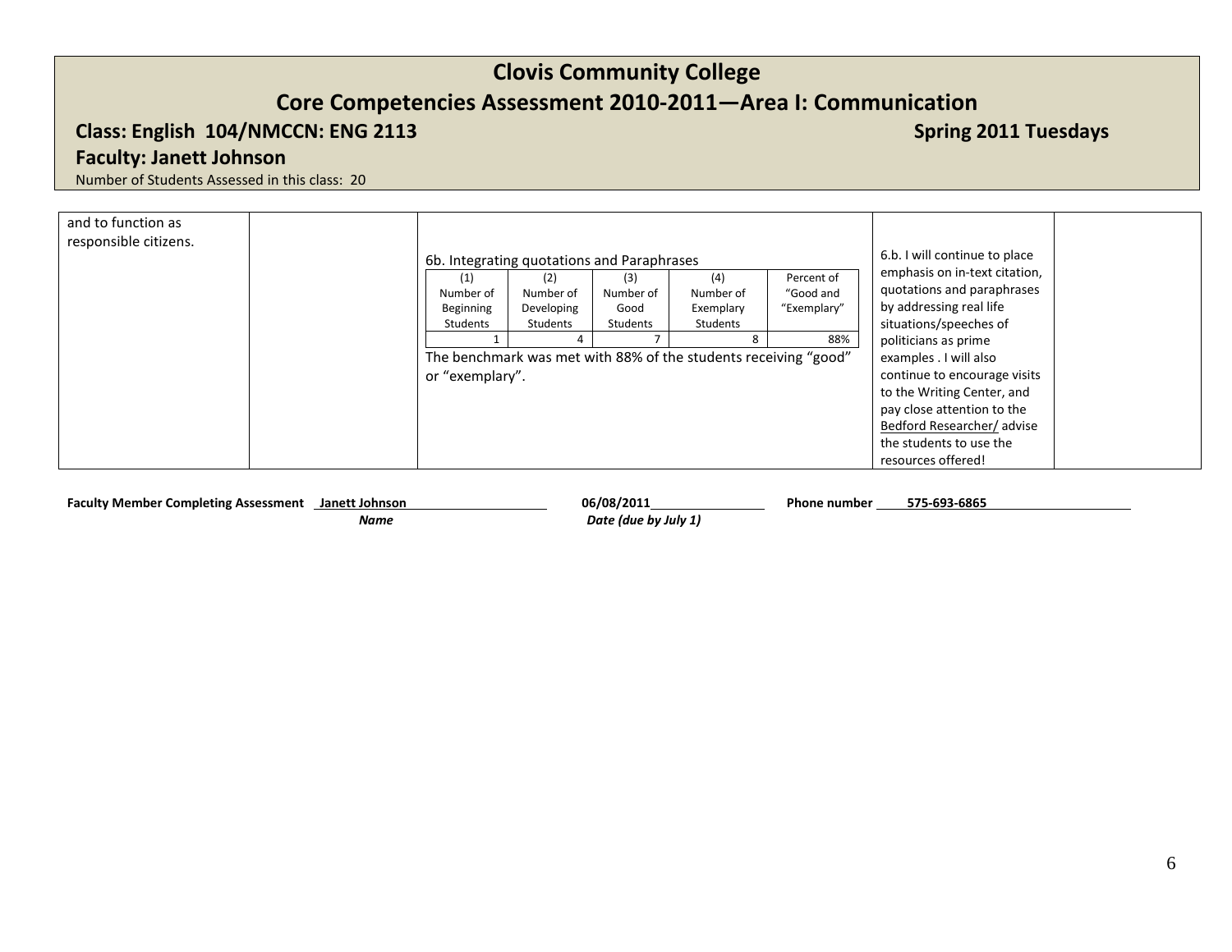# Clovis Community College

## Core Competencies Assessment 2010-2011—Area I: Communication

**Class: English 104/NMCCN: ENG 2113** **Spring 2011 Tuesdays**

**Faculty: Janett Johnson**

Number of Students Assessed in this class: 20

| | | | | |
|---|---|---|---|---|
| and to function as responsible citizens. | | 6b. Integrating quotations and Paraphrases<br><br>(1) Number of Beginning Students: 1<br>(2) Number of Developing Students: 4<br>(3) Number of Good Students: 7<br>(4) Number of Exemplary Students: 8<br>Percent of "Good and "Exemplary": 88%<br><br>The benchmark was met with 88% of the students receiving "good" or "exemplary". | 6.b. I will continue to place emphasis on in-text citation, quotations and paraphrases by addressing real life situations/speeches of politicians as prime examples . I will also continue to encourage visits to the Writing Center, and pay close attention to the Bedford Researcher/ advise the students to use the resources offered! | |

6b. Integrating quotations and Paraphrases

| (1) Number of Beginning Students | (2) Number of Developing Students | (3) Number of Good Students | (4) Number of Exemplary Students | Percent of "Good and "Exemplary" |
|---|---|---|---|---|
| 1 | 4 | 7 | 8 | 88% |

**Faculty Member Completing Assessment** **Janett Johnson** (*Name*) **06/08/2011** (*Date (due by July 1)*) **Phone number** **575-693-6865**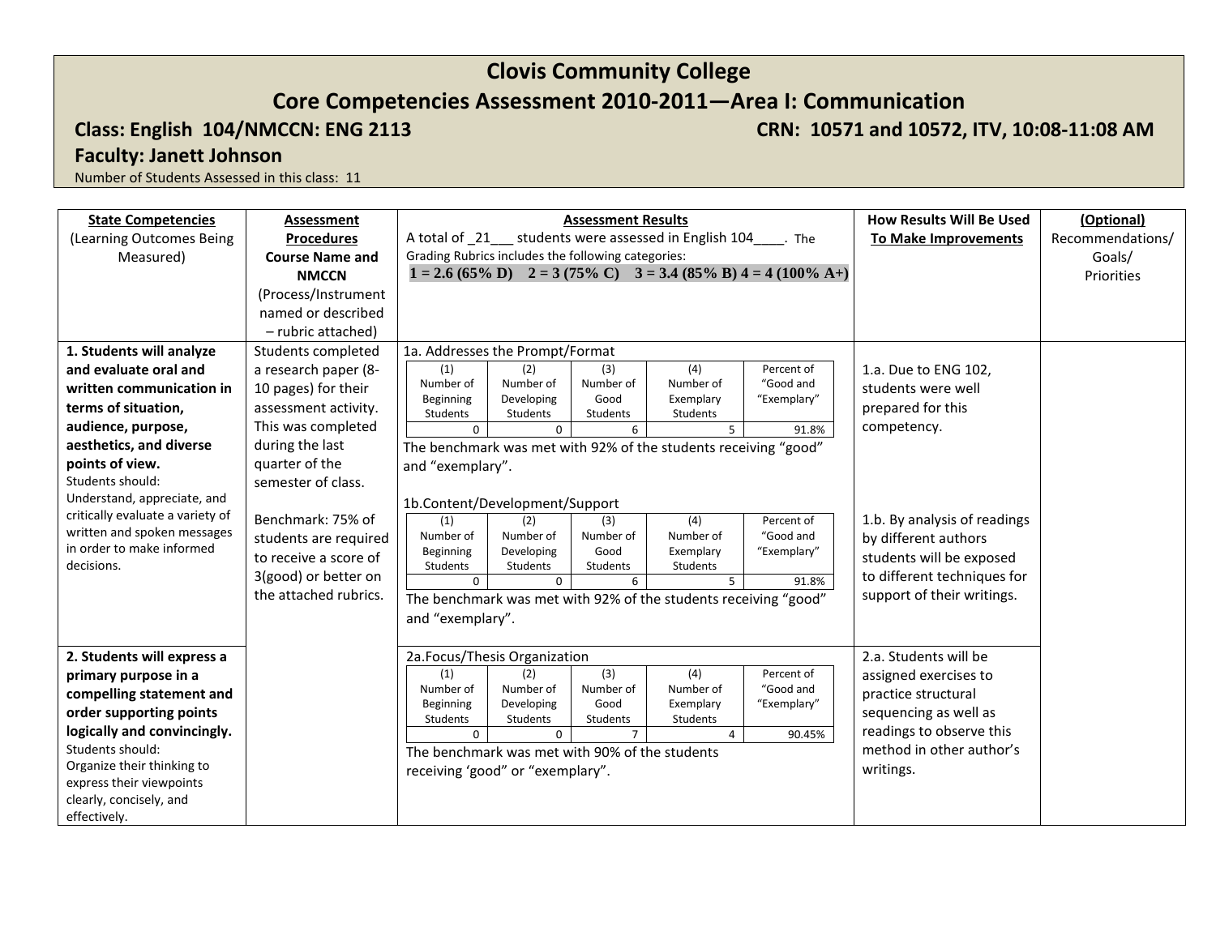# Clovis Community College

## Core Competencies Assessment 2010-2011—Area I: Communication

**Class: English 104/NMCCN: ENG 2113** **CRN: 10571 and 10572, ITV, 10:08-11:08 AM**

**Faculty: Janett Johnson**

Number of Students Assessed in this class: 11

| **State Competencies** (Learning Outcomes Being Measured) | **Assessment Procedures Course Name and NMCCN** (Process/Instrument named or described – rubric attached) | **Assessment Results** A total of _21___ students were assessed in English 104____. The Grading Rubrics includes the following categories: **1 = 2.6 (65% D) 2 = 3 (75% C) 3 = 3.4 (85% B) 4 = 4 (100% A+)** | **How Results Will Be Used To Make Improvements** | **(Optional)** Recommendations/ Goals/ Priorities |
|---|---|---|---|---|
| **1. Students will analyze and evaluate oral and written communication in terms of situation, audience, purpose, aesthetics, and diverse points of view.** Students should: Understand, appreciate, and critically evaluate a variety of written and spoken messages in order to make informed decisions. | Students completed a research paper (8-10 pages) for their assessment activity. This was completed during the last quarter of the semester of class. Benchmark: 75% of students are required to receive a score of 3(good) or better on the attached rubrics. | 1a. Addresses the Prompt/Format: (1) Number of Beginning Students: 0; (2) Number of Developing Students: 0; (3) Number of Good Students: 6; (4) Number of Exemplary Students: 5; Percent of "Good and "Exemplary": 91.8%. The benchmark was met with 92% of the students receiving "good" and "exemplary". | 1.a. Due to ENG 102, students were well prepared for this competency. | |
| | | 1b.Content/Development/Support: (1) Number of Beginning Students: 0; (2) Number of Developing Students: 0; (3) Number of Good Students: 6; (4) Number of Exemplary Students: 5; Percent of "Good and "Exemplary": 91.8%. The benchmark was met with 92% of the students receiving "good" and "exemplary". | 1.b. By analysis of readings by different authors students will be exposed to different techniques for support of their writings. | |
| **2. Students will express a primary purpose in a compelling statement and order supporting points logically and convincingly.** Students should: Organize their thinking to express their viewpoints clearly, concisely, and effectively. | | 2a.Focus/Thesis Organization: (1) Number of Beginning Students: 0; (2) Number of Developing Students: 0; (3) Number of Good Students: 7; (4) Number of Exemplary Students: 4; Percent of "Good and "Exemplary": 90.45%. The benchmark was met with 90% of the students receiving 'good' or "exemplary". | 2.a. Students will be assigned exercises to practice structural sequencing as well as readings to observe this method in other author's writings. | |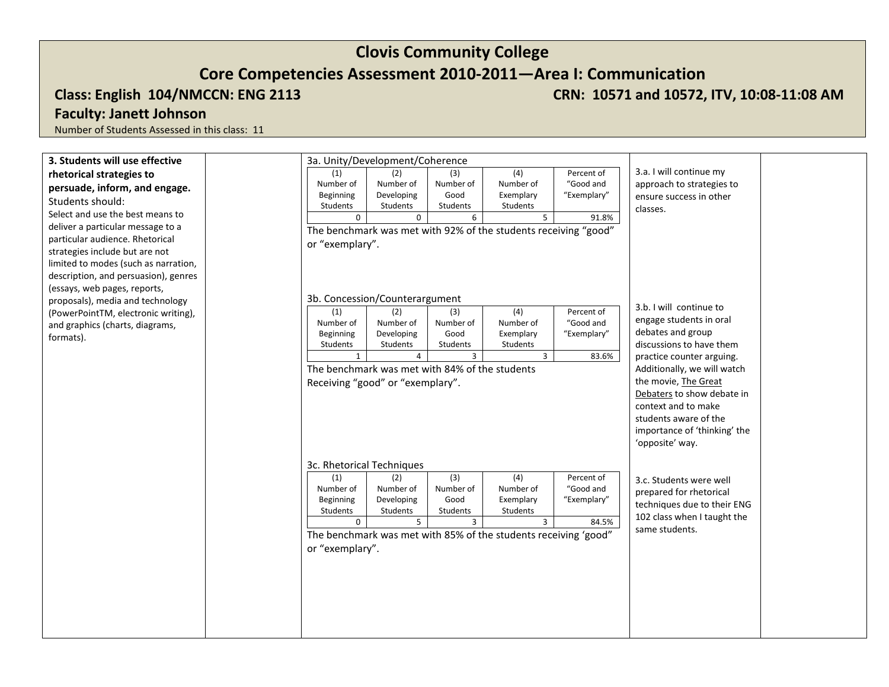# Clovis Community College

## Core Competencies Assessment 2010-2011—Area I: Communication

**Class: English 104/NMCCN: ENG 2113** **CRN: 10571 and 10572, ITV, 10:08-11:08 AM**

**Faculty: Janett Johnson**

Number of Students Assessed in this class: 11

**3. Students will use effective rhetorical strategies to persuade, inform, and engage.**

Students should:

Select and use the best means to deliver a particular message to a particular audience. Rhetorical strategies include but are not limited to modes (such as narration, description, and persuasion), genres (essays, web pages, reports, proposals), media and technology (PowerPointTM, electronic writing), and graphics (charts, diagrams, formats).

3a. Unity/Development/Coherence

| (1) Number of Beginning Students | (2) Number of Developing Students | (3) Number of Good Students | (4) Number of Exemplary Students | Percent of "Good and "Exemplary" |
|---|---|---|---|---|
| 0 | 0 | 6 | 5 | 91.8% |

The benchmark was met with 92% of the students receiving "good" or "exemplary".

3.a. I will continue my approach to strategies to ensure success in other classes.

3b. Concession/Counterargument

| (1) Number of Beginning Students | (2) Number of Developing Students | (3) Number of Good Students | (4) Number of Exemplary Students | Percent of "Good and "Exemplary" |
|---|---|---|---|---|
| 1 | 4 | 3 | 3 | 83.6% |

The benchmark was met with 84% of the students Receiving "good" or "exemplary".

3.b. I will continue to engage students in oral debates and group discussions to have them practice counter arguing. Additionally, we will watch the movie, The Great Debaters to show debate in context and to make students aware of the importance of 'thinking' the 'opposite' way.

3c. Rhetorical Techniques

| (1) Number of Beginning Students | (2) Number of Developing Students | (3) Number of Good Students | (4) Number of Exemplary Students | Percent of "Good and "Exemplary" |
|---|---|---|---|---|
| 0 | 5 | 3 | 3 | 84.5% |

The benchmark was met with 85% of the students receiving 'good" or "exemplary".

3.c. Students were well prepared for rhetorical techniques due to their ENG 102 class when I taught the same students.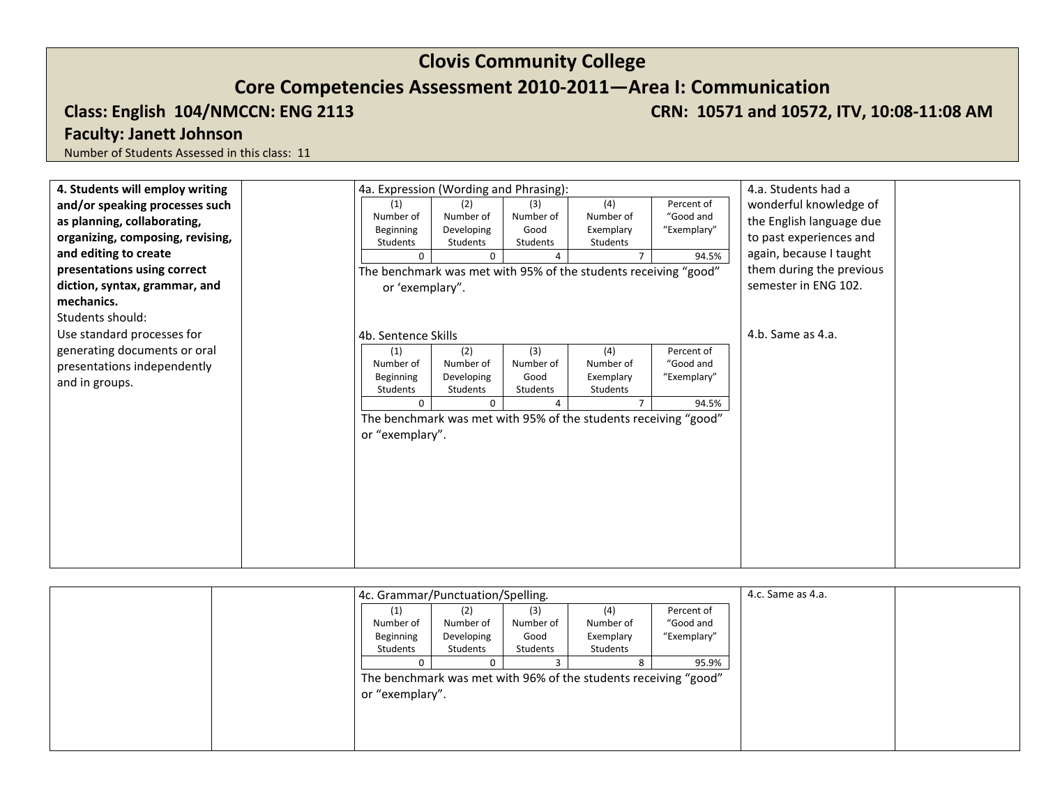# Clovis Community College

## Core Competencies Assessment 2010-2011—Area I: Communication

**Class: English 104/NMCCN: ENG 2113** **CRN: 10571 and 10572, ITV, 10:08-11:08 AM**

**Faculty: Janett Johnson**

Number of Students Assessed in this class: 11

**4. Students will employ writing and/or speaking processes such as planning, collaborating, organizing, composing, revising, and editing to create presentations using correct diction, syntax, grammar, and mechanics.**

Students should:
Use standard processes for generating documents or oral presentations independently and in groups.

4a. Expression (Wording and Phrasing):

| (1) Number of Beginning Students | (2) Number of Developing Students | (3) Number of Good Students | (4) Number of Exemplary Students | Percent of "Good and "Exemplary" |
|---|---|---|---|---|
| 0 | 0 | 4 | 7 | 94.5% |

The benchmark was met with 95% of the students receiving "good" or 'exemplary".

4.a. Students had a wonderful knowledge of the English language due to past experiences and again, because I taught them during the previous semester in ENG 102.

4b. Sentence Skills

| (1) Number of Beginning Students | (2) Number of Developing Students | (3) Number of Good Students | (4) Number of Exemplary Students | Percent of "Good and "Exemplary" |
|---|---|---|---|---|
| 0 | 0 | 4 | 7 | 94.5% |

The benchmark was met with 95% of the students receiving "good" or "exemplary".

4.b. Same as 4.a.

4c. Grammar/Punctuation/Spelling.

| (1) Number of Beginning Students | (2) Number of Developing Students | (3) Number of Good Students | (4) Number of Exemplary Students | Percent of "Good and "Exemplary" |
|---|---|---|---|---|
| 0 | 0 | 3 | 8 | 95.9% |

The benchmark was met with 96% of the students receiving "good" or "exemplary".

4.c. Same as 4.a.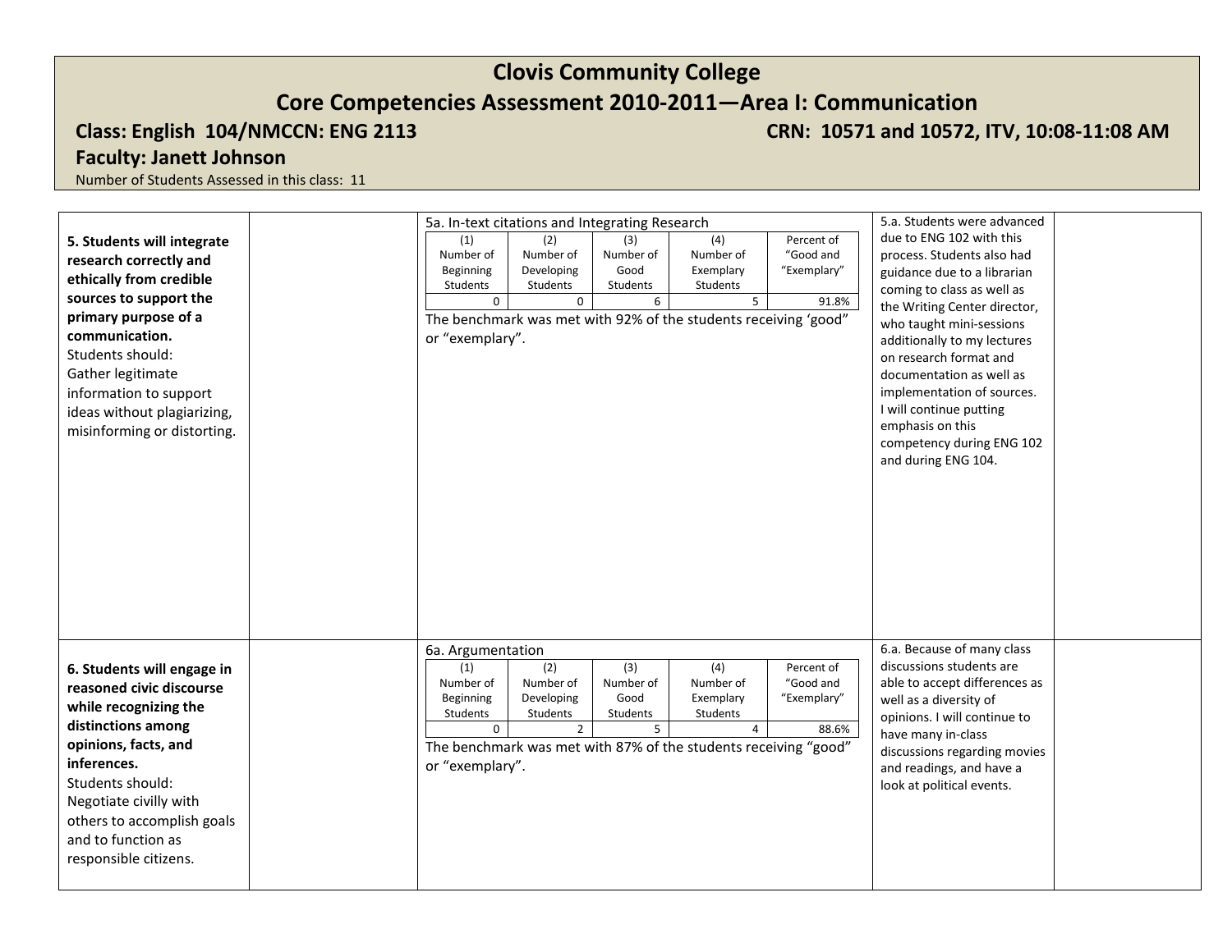# Clovis Community College

## Core Competencies Assessment 2010-2011—Area I: Communication

**Class: English 104/NMCCN: ENG 2113** **CRN: 10571 and 10572, ITV, 10:08-11:08 AM**

**Faculty: Janett Johnson**

Number of Students Assessed in this class: 11

| | | | | |
|---|---|---|---|---|
| **5. Students will integrate research correctly and ethically from credible sources to support the primary purpose of a communication.**<br>Students should:<br>Gather legitimate information to support ideas without plagiarizing, misinforming or distorting. | | 5a. In-text citations and Integrating Research<br>(1) Number of Beginning Students: 0<br>(2) Number of Developing Students: 0<br>(3) Number of Good Students: 6<br>(4) Number of Exemplary Students: 5<br>Percent of "Good and "Exemplary": 91.8%<br>The benchmark was met with 92% of the students receiving 'good" or "exemplary". | 5.a. Students were advanced due to ENG 102 with this process. Students also had guidance due to a librarian coming to class as well as the Writing Center director, who taught mini-sessions additionally to my lectures on research format and documentation as well as implementation of sources. I will continue putting emphasis on this competency during ENG 102 and during ENG 104. | |
| **6. Students will engage in reasoned civic discourse while recognizing the distinctions among opinions, facts, and inferences.**<br>Students should:<br>Negotiate civilly with others to accomplish goals and to function as responsible citizens. | | 6a. Argumentation<br>(1) Number of Beginning Students: 0<br>(2) Number of Developing Students: 2<br>(3) Number of Good Students: 5<br>(4) Number of Exemplary Students: 4<br>Percent of "Good and "Exemplary": 88.6%<br>The benchmark was met with 87% of the students receiving "good" or "exemplary". | 6.a. Because of many class discussions students are able to accept differences as well as a diversity of opinions. I will continue to have many in-class discussions regarding movies and readings, and have a look at political events. | |

**5a. In-text citations and Integrating Research**

| (1) Number of Beginning Students | (2) Number of Developing Students | (3) Number of Good Students | (4) Number of Exemplary Students | Percent of "Good and "Exemplary" |
|---|---|---|---|---|
| 0 | 0 | 6 | 5 | 91.8% |

**6a. Argumentation**

| (1) Number of Beginning Students | (2) Number of Developing Students | (3) Number of Good Students | (4) Number of Exemplary Students | Percent of "Good and "Exemplary" |
|---|---|---|---|---|
| 0 | 2 | 5 | 4 | 88.6% |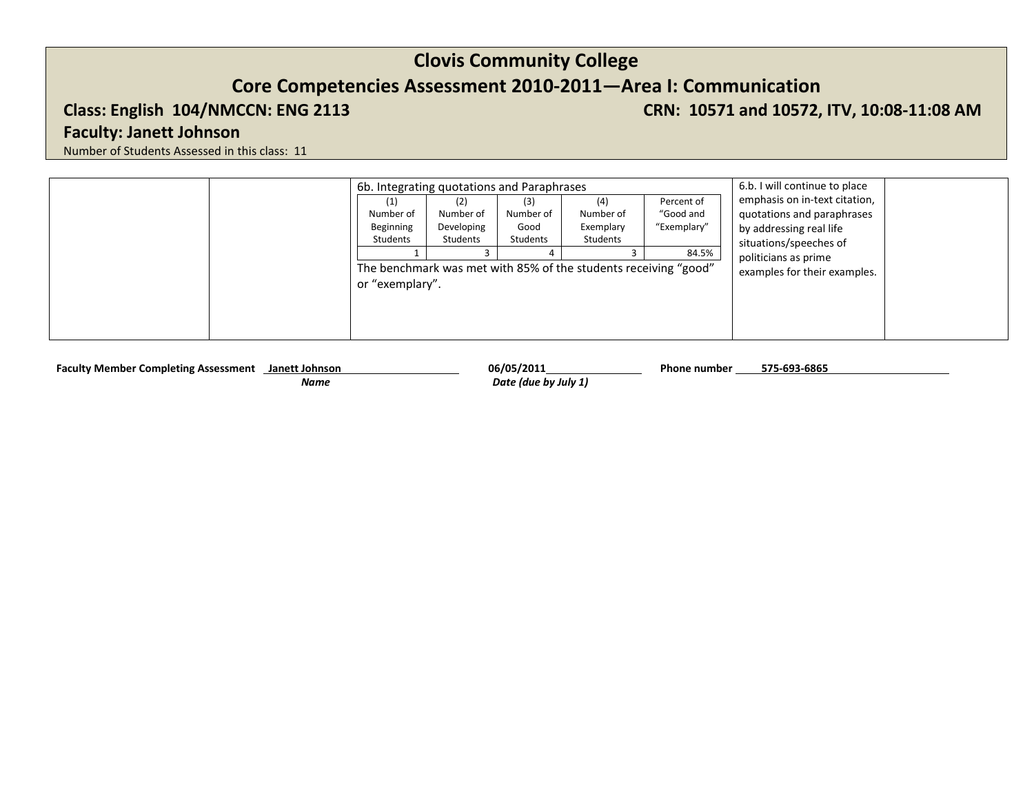# Clovis Community College

## Core Competencies Assessment 2010-2011—Area I: Communication

**Class: English 104/NMCCN: ENG 2113** **CRN: 10571 and 10572, ITV, 10:08-11:08 AM**

**Faculty: Janett Johnson**

Number of Students Assessed in this class: 11

| | | | | |
|---|---|---|---|---|
| | | 6b. Integrating quotations and Paraphrases<br><br>(1) Number of Beginning Students: 1<br>(2) Number of Developing Students: 3<br>(3) Number of Good Students: 4<br>(4) Number of Exemplary Students: 3<br>Percent of "Good and "Exemplary": 84.5%<br><br>The benchmark was met with 85% of the students receiving "good" or "exemplary". | 6.b. I will continue to place emphasis on in-text citation, quotations and paraphrases by addressing real life situations/speeches of politicians as prime examples for their examples. | |

**Faculty Member Completing Assessment** Janett Johnson **06/05/2011** **Phone number** 575-693-6865

***Name*** ***Date (due by July 1)***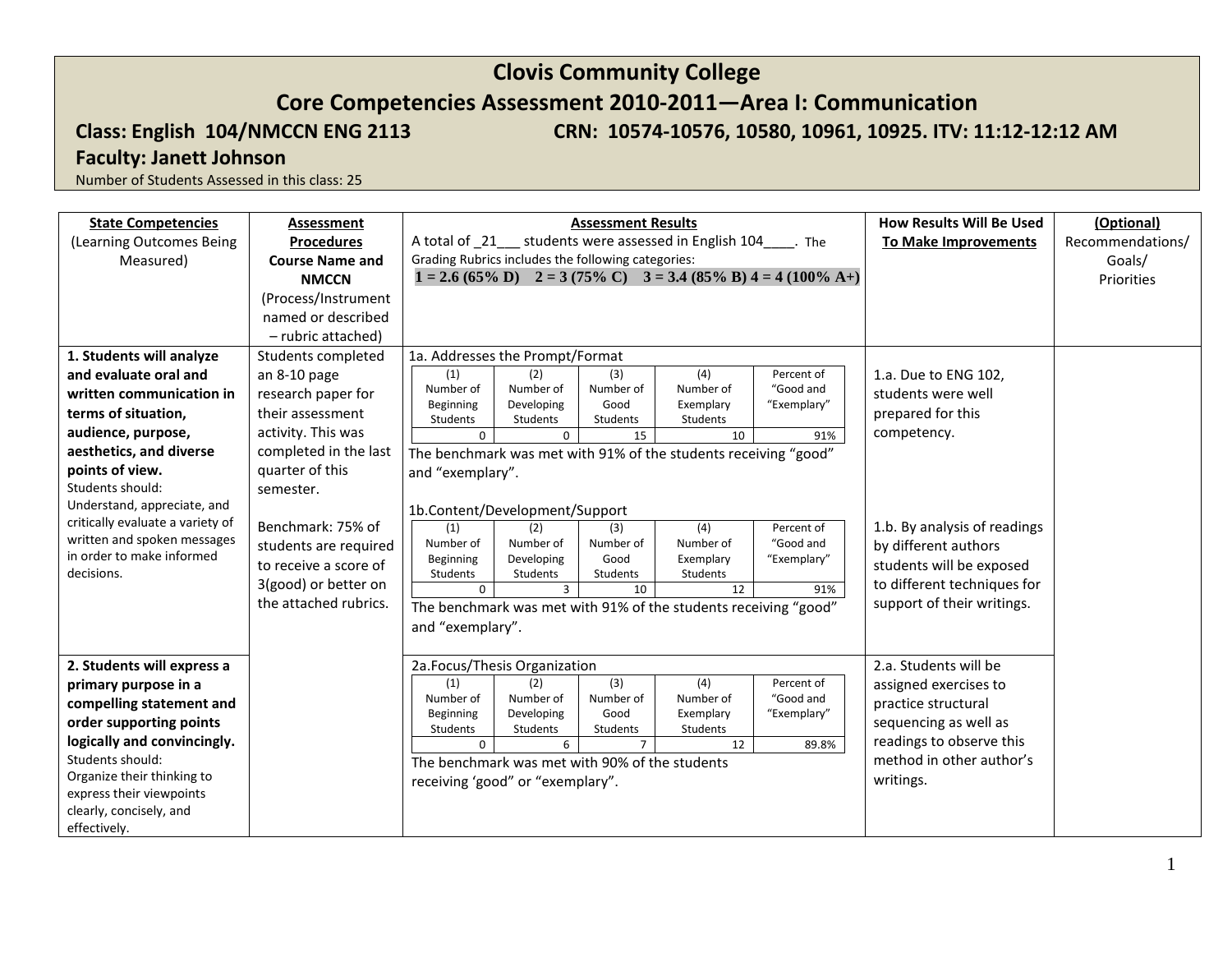# Clovis Community College

## Core Competencies Assessment 2010-2011—Area I: Communication

**Class: English 104/NMCCN ENG 2113 CRN: 10574-10576, 10580, 10961, 10925. ITV: 11:12-12:12 AM**

**Faculty: Janett Johnson**

Number of Students Assessed in this class: 25

| **State Competencies** (Learning Outcomes Being Measured) | **Assessment Procedures Course Name and NMCCN** (Process/Instrument named or described – rubric attached) | **Assessment Results** A total of _21___ students were assessed in English 104____. The Grading Rubrics includes the following categories: **1 = 2.6 (65% D) 2 = 3 (75% C) 3 = 3.4 (85% B) 4 = 4 (100% A+)** | **How Results Will Be Used To Make Improvements** | **(Optional)** Recommendations/ Goals/ Priorities |
|---|---|---|---|---|
| **1. Students will analyze and evaluate oral and written communication in terms of situation, audience, purpose, aesthetics, and diverse points of view.** Students should: Understand, appreciate, and critically evaluate a variety of written and spoken messages in order to make informed decisions. | Students completed an 8-10 page research paper for their assessment activity. This was completed in the last quarter of this semester. Benchmark: 75% of students are required to receive a score of 3(good) or better on the attached rubrics. | 1a. Addresses the Prompt/Format<br>(1) Number of Beginning Students: 0; (2) Number of Developing Students: 0; (3) Number of Good Students: 15; (4) Number of Exemplary Students: 10; Percent of "Good and "Exemplary": 91%<br>The benchmark was met with 91% of the students receiving "good" and "exemplary".<br><br>1b.Content/Development/Support<br>(1) Number of Beginning Students: 0; (2) Number of Developing Students: 3; (3) Number of Good Students: 10; (4) Number of Exemplary Students: 12; Percent of "Good and "Exemplary": 91%<br>The benchmark was met with 91% of the students receiving "good" and "exemplary". | 1.a. Due to ENG 102, students were well prepared for this competency.<br><br>1.b. By analysis of readings by different authors students will be exposed to different techniques for support of their writings. | |
| **2. Students will express a primary purpose in a compelling statement and order supporting points logically and convincingly.** Students should: Organize their thinking to express their viewpoints clearly, concisely, and effectively. | | 2a.Focus/Thesis Organization<br>(1) Number of Beginning Students: 0; (2) Number of Developing Students: 6; (3) Number of Good Students: 7; (4) Number of Exemplary Students: 12; Percent of "Good and "Exemplary": 89.8%<br>The benchmark was met with 90% of the students receiving 'good" or "exemplary". | 2.a. Students will be assigned exercises to practice structural sequencing as well as readings to observe this method in other author's writings. | |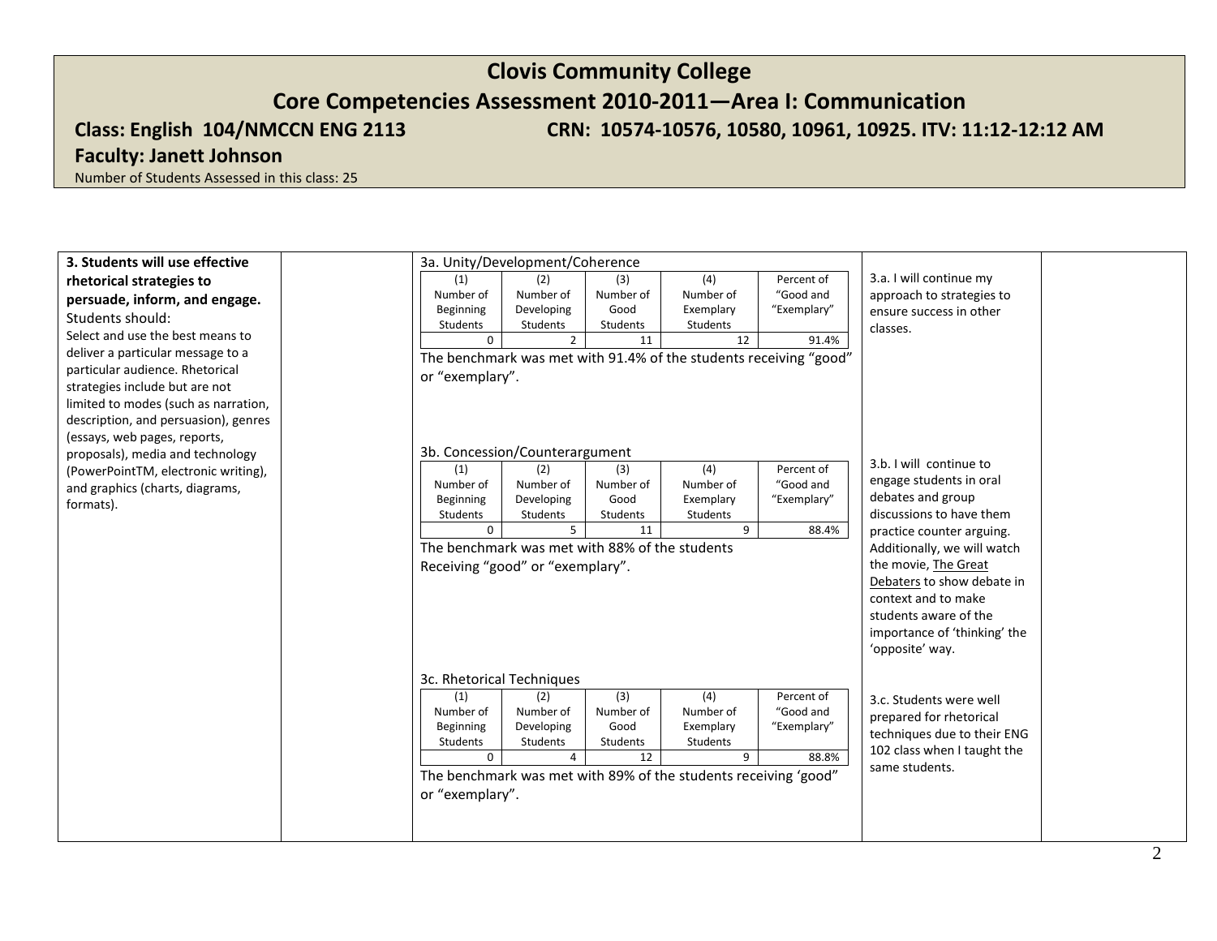# Clovis Community College

## Core Competencies Assessment 2010-2011—Area I: Communication

**Class: English 104/NMCCN ENG 2113** **CRN: 10574-10576, 10580, 10961, 10925. ITV: 11:12-12:12 AM**

**Faculty: Janett Johnson**

Number of Students Assessed in this class: 25

**3. Students will use effective rhetorical strategies to persuade, inform, and engage.**
Students should:
Select and use the best means to deliver a particular message to a particular audience. Rhetorical strategies include but are not limited to modes (such as narration, description, and persuasion), genres (essays, web pages, reports, proposals), media and technology (PowerPointTM, electronic writing), and graphics (charts, diagrams, formats).

3a. Unity/Development/Coherence

| (1) Number of Beginning Students | (2) Number of Developing Students | (3) Number of Good Students | (4) Number of Exemplary Students | Percent of "Good and "Exemplary" |
|---|---|---|---|---|
| 0 | 2 | 11 | 12 | 91.4% |

The benchmark was met with 91.4% of the students receiving "good" or "exemplary".

3.a. I will continue my approach to strategies to ensure success in other classes.

3b. Concession/Counterargument

| (1) Number of Beginning Students | (2) Number of Developing Students | (3) Number of Good Students | (4) Number of Exemplary Students | Percent of "Good and "Exemplary" |
|---|---|---|---|---|
| 0 | 5 | 11 | 9 | 88.4% |

The benchmark was met with 88% of the students Receiving "good" or "exemplary".

3.b. I will continue to engage students in oral debates and group discussions to have them practice counter arguing. Additionally, we will watch the movie, The Great Debaters to show debate in context and to make students aware of the importance of 'thinking' the 'opposite' way.

3c. Rhetorical Techniques

| (1) Number of Beginning Students | (2) Number of Developing Students | (3) Number of Good Students | (4) Number of Exemplary Students | Percent of "Good and "Exemplary" |
|---|---|---|---|---|
| 0 | 4 | 12 | 9 | 88.8% |

The benchmark was met with 89% of the students receiving 'good" or "exemplary".

3.c. Students were well prepared for rhetorical techniques due to their ENG 102 class when I taught the same students.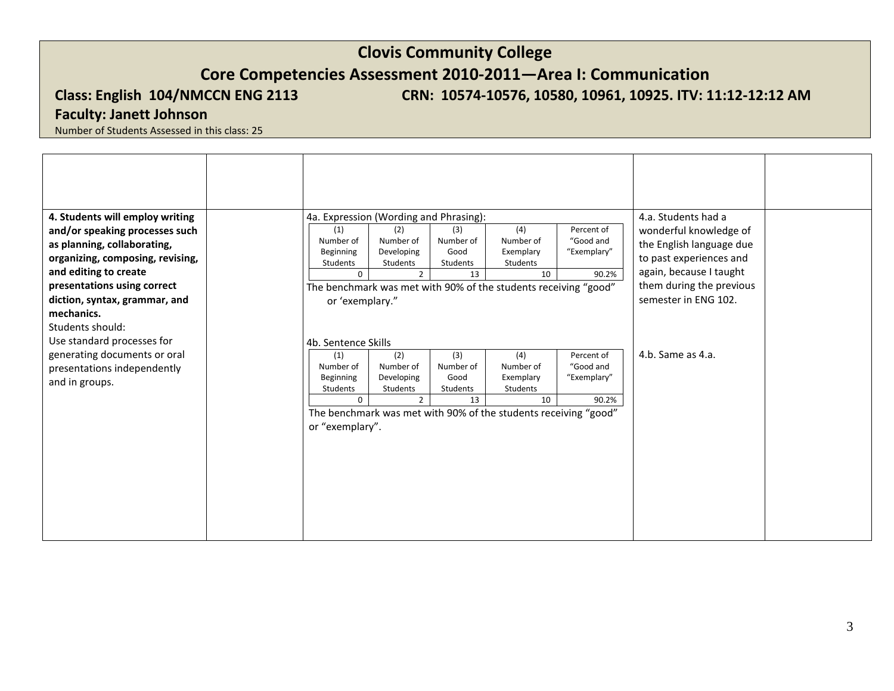# Clovis Community College

## Core Competencies Assessment 2010-2011—Area I: Communication

**Class: English 104/NMCCN ENG 2113** **CRN: 10574-10576, 10580, 10961, 10925. ITV: 11:12-12:12 AM**

**Faculty: Janett Johnson**

Number of Students Assessed in this class: 25

| | | | | |
|---|---|---|---|---|
| **4. Students will employ writing and/or speaking processes such as planning, collaborating, organizing, composing, revising, and editing to create presentations using correct diction, syntax, grammar, and mechanics.**<br>Students should:<br>Use standard processes for generating documents or oral presentations independently and in groups. | | 4a. Expression (Wording and Phrasing):<br><br>(1) Number of Beginning Students: 0<br>(2) Number of Developing Students: 2<br>(3) Number of Good Students: 13<br>(4) Number of Exemplary Students: 10<br>Percent of "Good and "Exemplary": 90.2%<br><br>The benchmark was met with 90% of the students receiving "good" or 'exemplary."<br><br>4b. Sentence Skills<br><br>(1) Number of Beginning Students: 0<br>(2) Number of Developing Students: 2<br>(3) Number of Good Students: 13<br>(4) Number of Exemplary Students: 10<br>Percent of "Good and "Exemplary": 90.2%<br><br>The benchmark was met with 90% of the students receiving "good" or "exemplary". | 4.a. Students had a wonderful knowledge of the English language due to past experiences and again, because I taught them during the previous semester in ENG 102.<br><br>4.b. Same as 4.a. | |

4a. Expression (Wording and Phrasing):

| (1) Number of Beginning Students | (2) Number of Developing Students | (3) Number of Good Students | (4) Number of Exemplary Students | Percent of "Good and "Exemplary" |
|---|---|---|---|---|
| 0 | 2 | 13 | 10 | 90.2% |

4b. Sentence Skills

| (1) Number of Beginning Students | (2) Number of Developing Students | (3) Number of Good Students | (4) Number of Exemplary Students | Percent of "Good and "Exemplary" |
|---|---|---|---|---|
| 0 | 2 | 13 | 10 | 90.2% |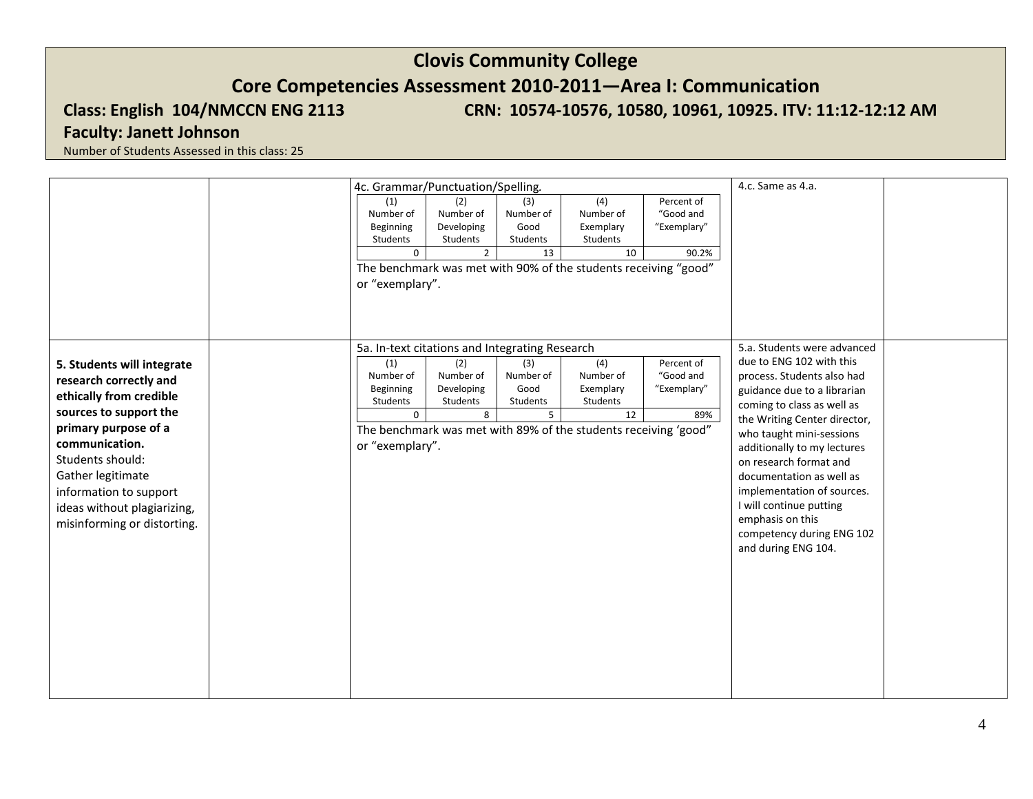# Clovis Community College

## Core Competencies Assessment 2010-2011—Area I: Communication

**Class: English 104/NMCCN ENG 2113** **CRN: 10574-10576, 10580, 10961, 10925. ITV: 11:12-12:12 AM**

**Faculty: Janett Johnson**

Number of Students Assessed in this class: 25

| | | | | |
|---|---|---|---|---|
| | | 4c. Grammar/Punctuation/Spelling.<br><br>(1) Number of Beginning Students: 0 / (2) Number of Developing Students: 2 / (3) Number of Good Students: 13 / (4) Number of Exemplary Students: 10 / Percent of "Good and "Exemplary": 90.2%<br><br>The benchmark was met with 90% of the students receiving "good" or "exemplary". | 4.c. Same as 4.a. | |
| **5. Students will integrate research correctly and ethically from credible sources to support the primary purpose of a communication.** Students should: Gather legitimate information to support ideas without plagiarizing, misinforming or distorting. | | 5a. In-text citations and Integrating Research<br><br>(1) Number of Beginning Students: 0 / (2) Number of Developing Students: 8 / (3) Number of Good Students: 5 / (4) Number of Exemplary Students: 12 / Percent of "Good and "Exemplary": 89%<br><br>The benchmark was met with 89% of the students receiving 'good" or "exemplary". | 5.a. Students were advanced due to ENG 102 with this process. Students also had guidance due to a librarian coming to class as well as the Writing Center director, who taught mini-sessions additionally to my lectures on research format and documentation as well as implementation of sources. I will continue putting emphasis on this competency during ENG 102 and during ENG 104. | |

4c. Grammar/Punctuation/Spelling.

| (1) Number of Beginning Students | (2) Number of Developing Students | (3) Number of Good Students | (4) Number of Exemplary Students | Percent of "Good and "Exemplary" |
|---|---|---|---|---|
| 0 | 2 | 13 | 10 | 90.2% |

5a. In-text citations and Integrating Research

| (1) Number of Beginning Students | (2) Number of Developing Students | (3) Number of Good Students | (4) Number of Exemplary Students | Percent of "Good and "Exemplary" |
|---|---|---|---|---|
| 0 | 8 | 5 | 12 | 89% |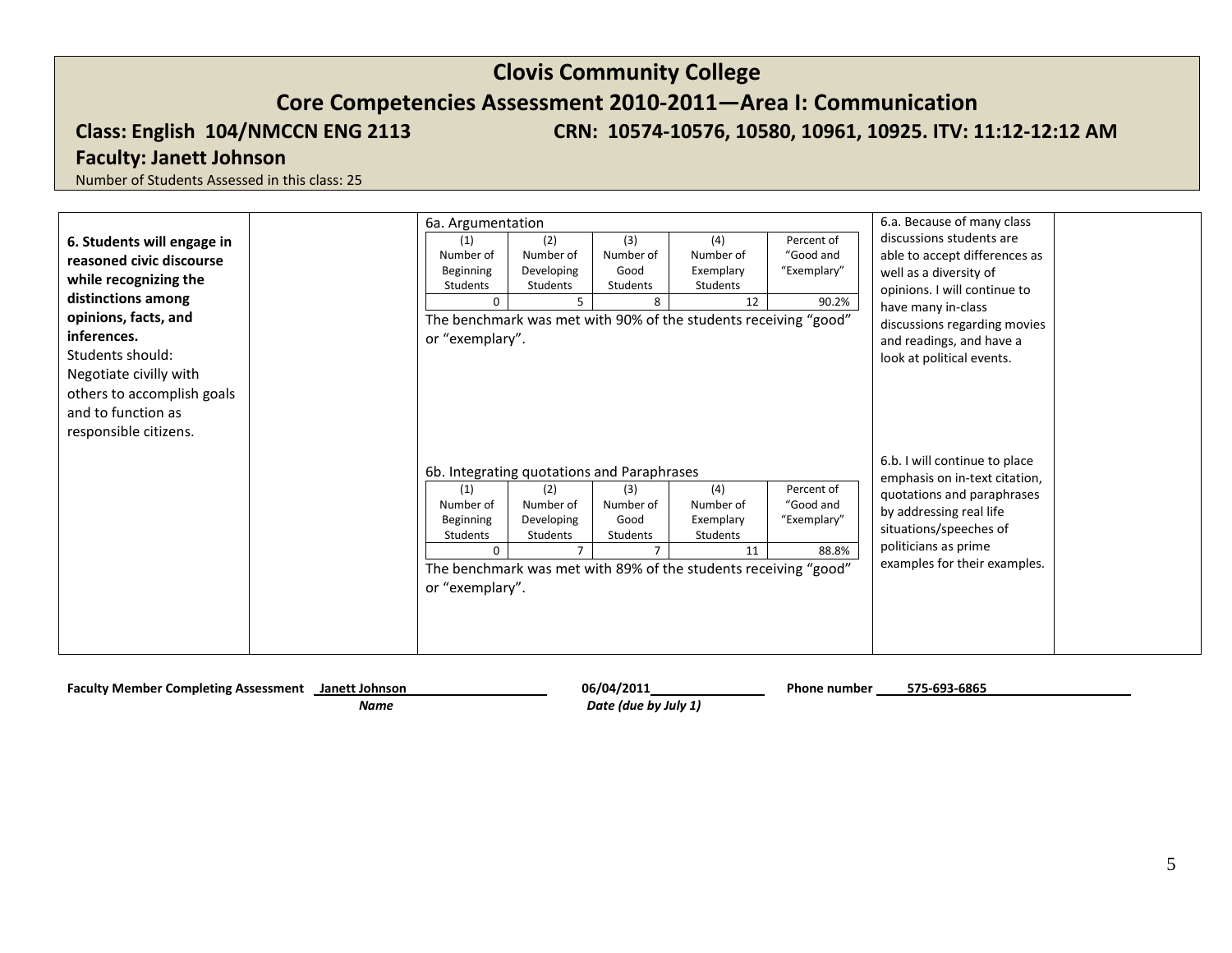# Clovis Community College

## Core Competencies Assessment 2010-2011—Area I: Communication

### Class: English 104/NMCCN ENG 2113 CRN: 10574-10576, 10580, 10961, 10925. ITV: 11:12-12:12 AM

### Faculty: Janett Johnson

Number of Students Assessed in this class: 25

| | | | | |
|---|---|---|---|---|
| **6. Students will engage in reasoned civic discourse while recognizing the distinctions among opinions, facts, and inferences.** Students should: Negotiate civilly with others to accomplish goals and to function as responsible citizens. | | 6a. Argumentation<br><br>(1) Number of Beginning Students: 0 / (2) Number of Developing Students: 5 / (3) Number of Good Students: 8 / (4) Number of Exemplary Students: 12 / Percent of "Good and "Exemplary": 90.2%<br><br>The benchmark was met with 90% of the students receiving "good" or "exemplary". | 6.a. Because of many class discussions students are able to accept differences as well as a diversity of opinions. I will continue to have many in-class discussions regarding movies and readings, and have a look at political events. | |
| | | 6b. Integrating quotations and Paraphrases<br><br>(1) Number of Beginning Students: 0 / (2) Number of Developing Students: 7 / (3) Number of Good Students: 7 / (4) Number of Exemplary Students: 11 / Percent of "Good and "Exemplary": 88.8%<br><br>The benchmark was met with 89% of the students receiving "good" or "exemplary". | 6.b. I will continue to place emphasis on in-text citation, quotations and paraphrases by addressing real life situations/speeches of politicians as prime examples for their examples. | |

**6a. Argumentation**

| (1) Number of Beginning Students | (2) Number of Developing Students | (3) Number of Good Students | (4) Number of Exemplary Students | Percent of "Good and "Exemplary" |
|---|---|---|---|---|
| 0 | 5 | 8 | 12 | 90.2% |

**6b. Integrating quotations and Paraphrases**

| (1) Number of Beginning Students | (2) Number of Developing Students | (3) Number of Good Students | (4) Number of Exemplary Students | Percent of "Good and "Exemplary" |
|---|---|---|---|---|
| 0 | 7 | 7 | 11 | 88.8% |

**Faculty Member Completing Assessment** Janett Johnson — *Name*    06/04/2011 — *Date (due by July 1)*    **Phone number** 575-693-6865